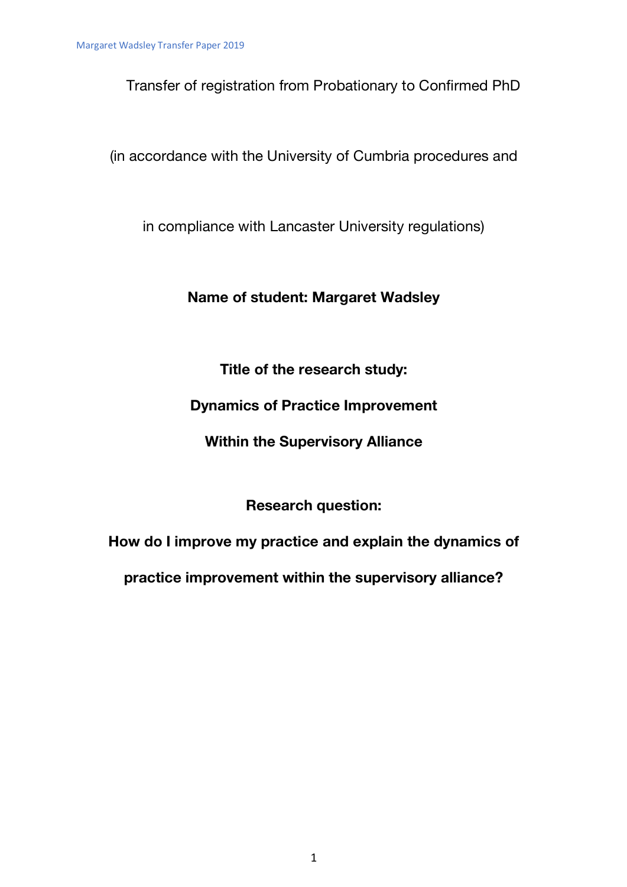Transfer of registration from Probationary to Confirmed PhD

(in accordance with the University of Cumbria procedures and

in compliance with Lancaster University regulations)

**Name of student: Margaret Wadsley**

**Title of the research study:**

**Dynamics of Practice Improvement**

**Within the Supervisory Alliance**

**Research question:**

**How do I improve my practice and explain the dynamics of practice improvement within the supervisory alliance?**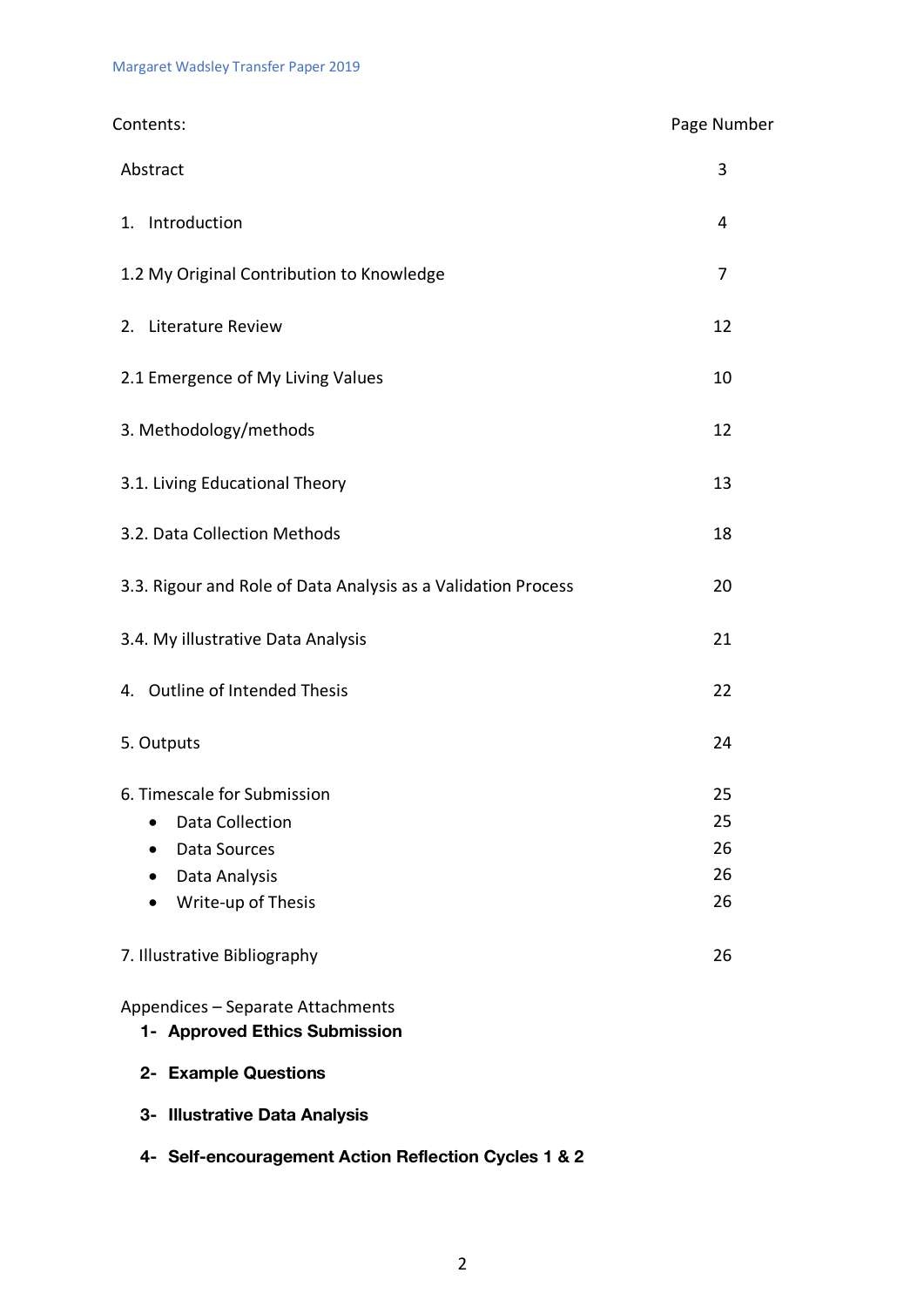| Contents: | Page Number |
|---|---|
| Abstract | 3 |
| 1. Introduction | 4 |
| 1.2 My Original Contribution to Knowledge | 7 |
| 2. Literature Review | 12 |
| 2.1 Emergence of My Living Values | 10 |
| 3. Methodology/methods | 12 |
| 3.1. Living Educational Theory | 13 |
| 3.2. Data Collection Methods | 18 |
| 3.3. Rigour and Role of Data Analysis as a Validation Process | 20 |
| 3.4. My illustrative Data Analysis | 21 |
| 4. Outline of Intended Thesis | 22 |
| 5. Outputs | 24 |
| 6. Timescale for Submission | 25 |
| • Data Collection | 25 |
| • Data Sources | 26 |
| • Data Analysis | 26 |
| • Write-up of Thesis | 26 |
| 7. Illustrative Bibliography | 26 |

Appendices – Separate Attachments

1- **Approved Ethics Submission**

2- **Example Questions**

3- **Illustrative Data Analysis**

4- **Self-encouragement Action Reflection Cycles 1 & 2**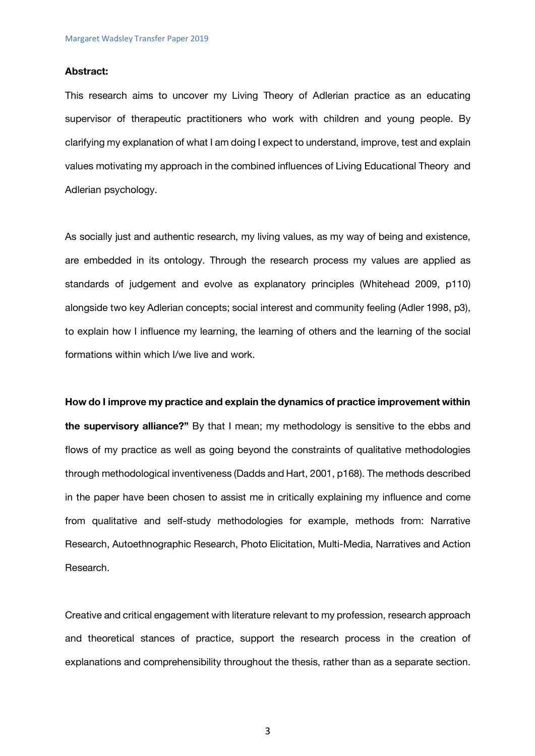**Abstract:**

This research aims to uncover my Living Theory of Adlerian practice as an educating supervisor of therapeutic practitioners who work with children and young people. By clarifying my explanation of what I am doing I expect to understand, improve, test and explain values motivating my approach in the combined influences of Living Educational Theory and Adlerian psychology.

As socially just and authentic research, my living values, as my way of being and existence, are embedded in its ontology. Through the research process my values are applied as standards of judgement and evolve as explanatory principles (Whitehead 2009, p110) alongside two key Adlerian concepts; social interest and community feeling (Adler 1998, p3), to explain how I influence my learning, the learning of others and the learning of the social formations within which I/we live and work.

**How do I improve my practice and explain the dynamics of practice improvement within the supervisory alliance?"** By that I mean; my methodology is sensitive to the ebbs and flows of my practice as well as going beyond the constraints of qualitative methodologies through methodological inventiveness (Dadds and Hart, 2001, p168). The methods described in the paper have been chosen to assist me in critically explaining my influence and come from qualitative and self-study methodologies for example, methods from: Narrative Research, Autoethnographic Research, Photo Elicitation, Multi-Media, Narratives and Action Research.

Creative and critical engagement with literature relevant to my profession, research approach and theoretical stances of practice, support the research process in the creation of explanations and comprehensibility throughout the thesis, rather than as a separate section.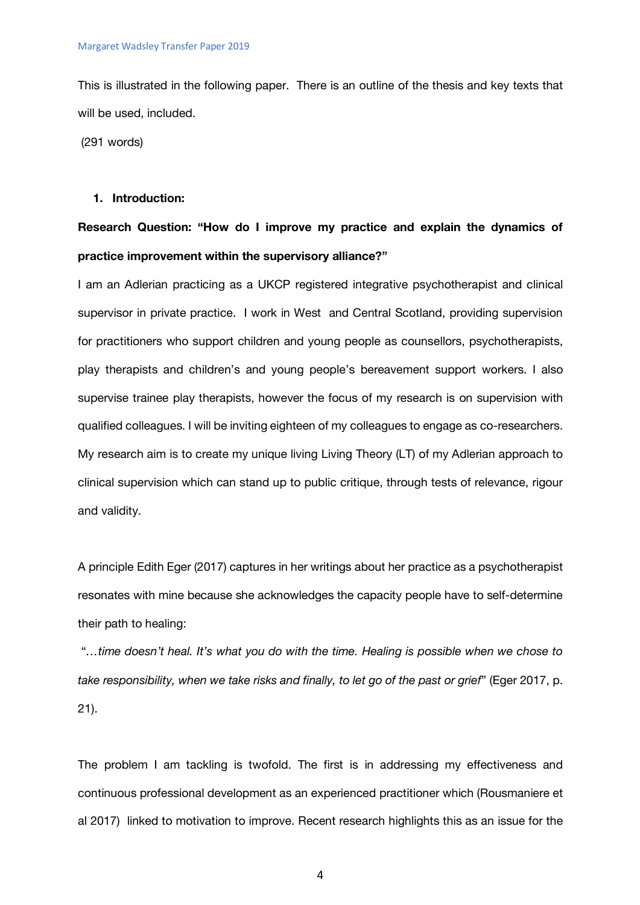This is illustrated in the following paper. There is an outline of the thesis and key texts that will be used, included.

(291 words)

1. **Introduction:**

**Research Question: "How do I improve my practice and explain the dynamics of practice improvement within the supervisory alliance?"**

I am an Adlerian practicing as a UKCP registered integrative psychotherapist and clinical supervisor in private practice. I work in West and Central Scotland, providing supervision for practitioners who support children and young people as counsellors, psychotherapists, play therapists and children's and young people's bereavement support workers. I also supervise trainee play therapists, however the focus of my research is on supervision with qualified colleagues. I will be inviting eighteen of my colleagues to engage as co-researchers. My research aim is to create my unique living Living Theory (LT) of my Adlerian approach to clinical supervision which can stand up to public critique, through tests of relevance, rigour and validity.

A principle Edith Eger (2017) captures in her writings about her practice as a psychotherapist resonates with mine because she acknowledges the capacity people have to self-determine their path to healing:

"*…time doesn't heal. It's what you do with the time. Healing is possible when we chose to take responsibility, when we take risks and finally, to let go of the past or grief*" (Eger 2017, p. 21).

The problem I am tackling is twofold. The first is in addressing my effectiveness and continuous professional development as an experienced practitioner which (Rousmaniere et al 2017) linked to motivation to improve. Recent research highlights this as an issue for the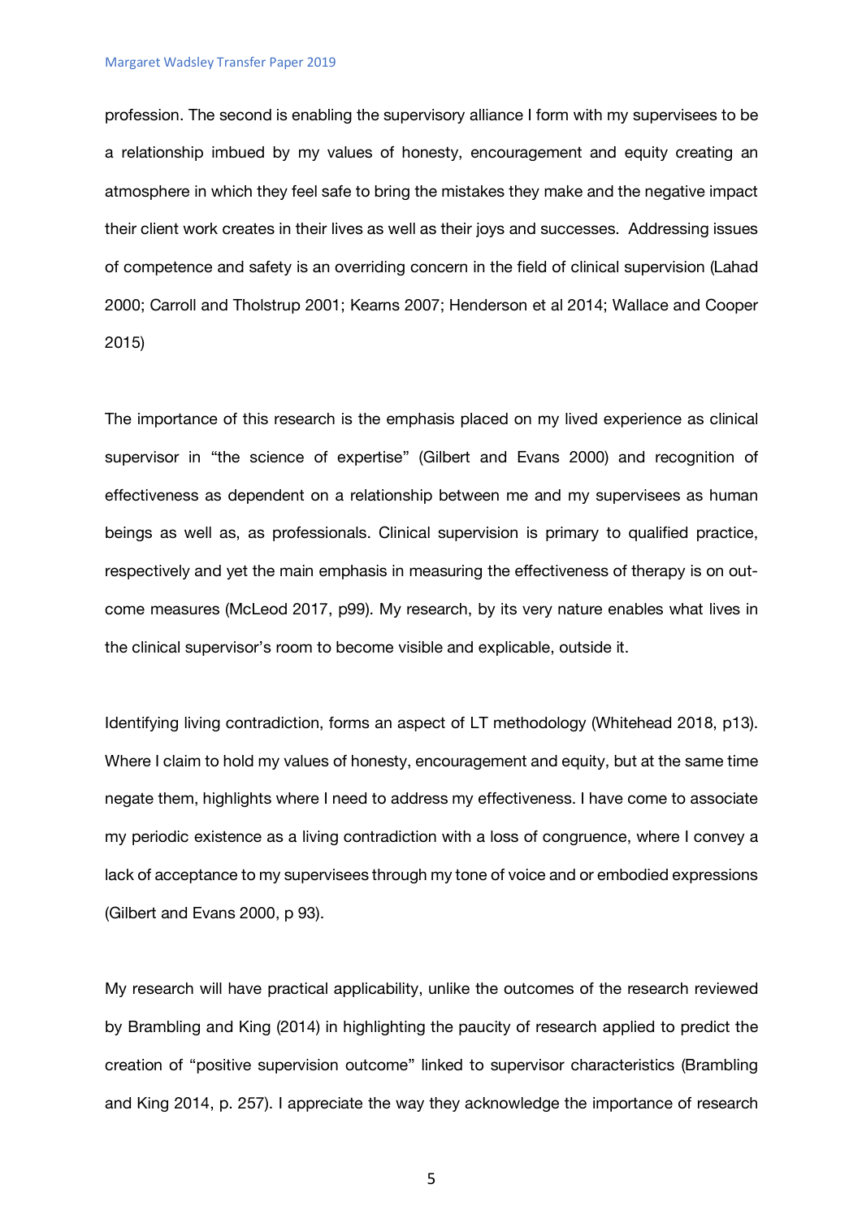profession. The second is enabling the supervisory alliance I form with my supervisees to be a relationship imbued by my values of honesty, encouragement and equity creating an atmosphere in which they feel safe to bring the mistakes they make and the negative impact their client work creates in their lives as well as their joys and successes. Addressing issues of competence and safety is an overriding concern in the field of clinical supervision (Lahad 2000; Carroll and Tholstrup 2001; Kearns 2007; Henderson et al 2014; Wallace and Cooper 2015)

The importance of this research is the emphasis placed on my lived experience as clinical supervisor in "the science of expertise" (Gilbert and Evans 2000) and recognition of effectiveness as dependent on a relationship between me and my supervisees as human beings as well as, as professionals. Clinical supervision is primary to qualified practice, respectively and yet the main emphasis in measuring the effectiveness of therapy is on out-come measures (McLeod 2017, p99). My research, by its very nature enables what lives in the clinical supervisor's room to become visible and explicable, outside it.

Identifying living contradiction, forms an aspect of LT methodology (Whitehead 2018, p13). Where I claim to hold my values of honesty, encouragement and equity, but at the same time negate them, highlights where I need to address my effectiveness. I have come to associate my periodic existence as a living contradiction with a loss of congruence, where I convey a lack of acceptance to my supervisees through my tone of voice and or embodied expressions (Gilbert and Evans 2000, p 93).

My research will have practical applicability, unlike the outcomes of the research reviewed by Brambling and King (2014) in highlighting the paucity of research applied to predict the creation of "positive supervision outcome" linked to supervisor characteristics (Brambling and King 2014, p. 257). I appreciate the way they acknowledge the importance of research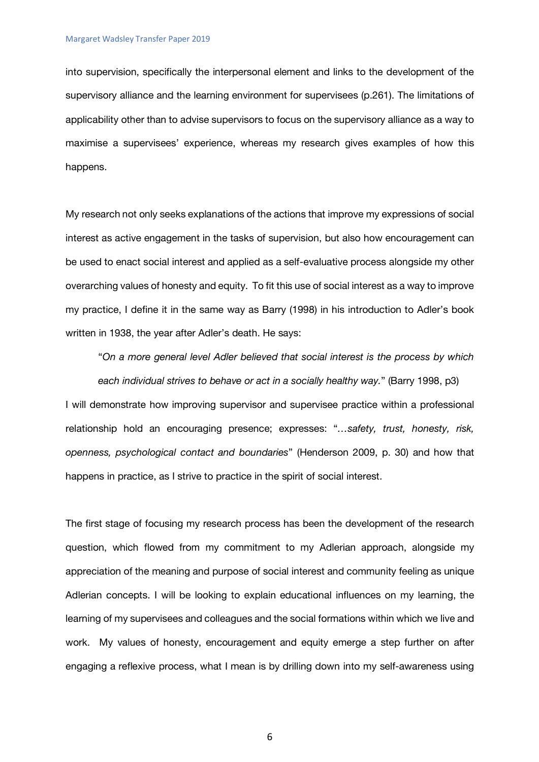into supervision, specifically the interpersonal element and links to the development of the supervisory alliance and the learning environment for supervisees (p.261). The limitations of applicability other than to advise supervisors to focus on the supervisory alliance as a way to maximise a supervisees' experience, whereas my research gives examples of how this happens.

My research not only seeks explanations of the actions that improve my expressions of social interest as active engagement in the tasks of supervision, but also how encouragement can be used to enact social interest and applied as a self-evaluative process alongside my other overarching values of honesty and equity. To fit this use of social interest as a way to improve my practice, I define it in the same way as Barry (1998) in his introduction to Adler's book written in 1938, the year after Adler's death. He says:

> "*On a more general level Adler believed that social interest is the process by which each individual strives to behave or act in a socially healthy way.*" (Barry 1998, p3)

I will demonstrate how improving supervisor and supervisee practice within a professional relationship hold an encouraging presence; expresses: "*…safety, trust, honesty, risk, openness, psychological contact and boundaries*" (Henderson 2009, p. 30) and how that happens in practice, as I strive to practice in the spirit of social interest.

The first stage of focusing my research process has been the development of the research question, which flowed from my commitment to my Adlerian approach, alongside my appreciation of the meaning and purpose of social interest and community feeling as unique Adlerian concepts. I will be looking to explain educational influences on my learning, the learning of my supervisees and colleagues and the social formations within which we live and work. My values of honesty, encouragement and equity emerge a step further on after engaging a reflexive process, what I mean is by drilling down into my self-awareness using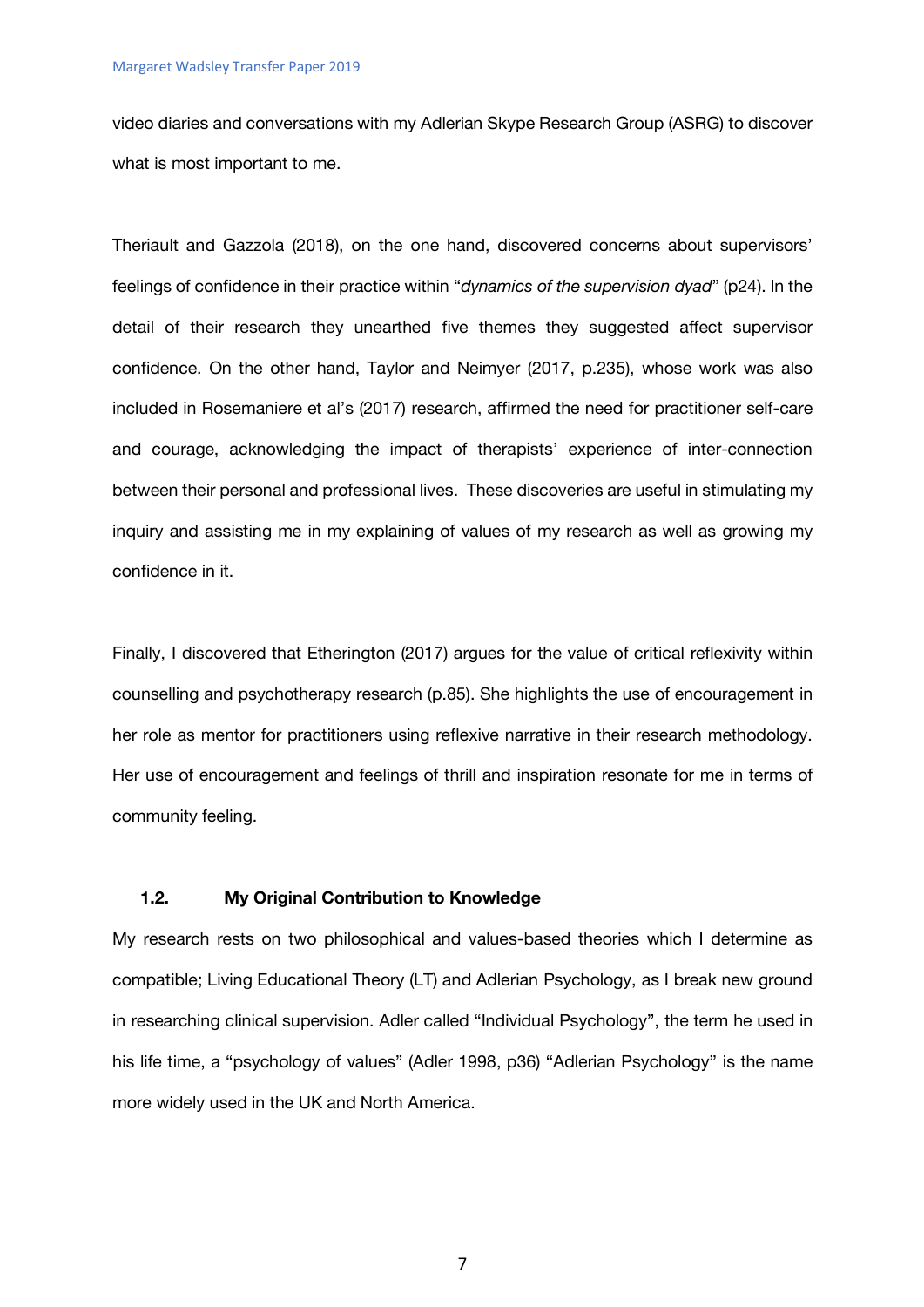video diaries and conversations with my Adlerian Skype Research Group (ASRG) to discover what is most important to me.

Theriault and Gazzola (2018), on the one hand, discovered concerns about supervisors' feelings of confidence in their practice within "*dynamics of the supervision dyad*" (p24). In the detail of their research they unearthed five themes they suggested affect supervisor confidence. On the other hand, Taylor and Neimyer (2017, p.235), whose work was also included in Rosemaniere et al's (2017) research, affirmed the need for practitioner self-care and courage, acknowledging the impact of therapists' experience of inter-connection between their personal and professional lives. These discoveries are useful in stimulating my inquiry and assisting me in my explaining of values of my research as well as growing my confidence in it.

Finally, I discovered that Etherington (2017) argues for the value of critical reflexivity within counselling and psychotherapy research (p.85). She highlights the use of encouragement in her role as mentor for practitioners using reflexive narrative in their research methodology. Her use of encouragement and feelings of thrill and inspiration resonate for me in terms of community feeling.

### 1.2. My Original Contribution to Knowledge

My research rests on two philosophical and values-based theories which I determine as compatible; Living Educational Theory (LT) and Adlerian Psychology, as I break new ground in researching clinical supervision. Adler called "Individual Psychology", the term he used in his life time, a "psychology of values" (Adler 1998, p36) "Adlerian Psychology" is the name more widely used in the UK and North America.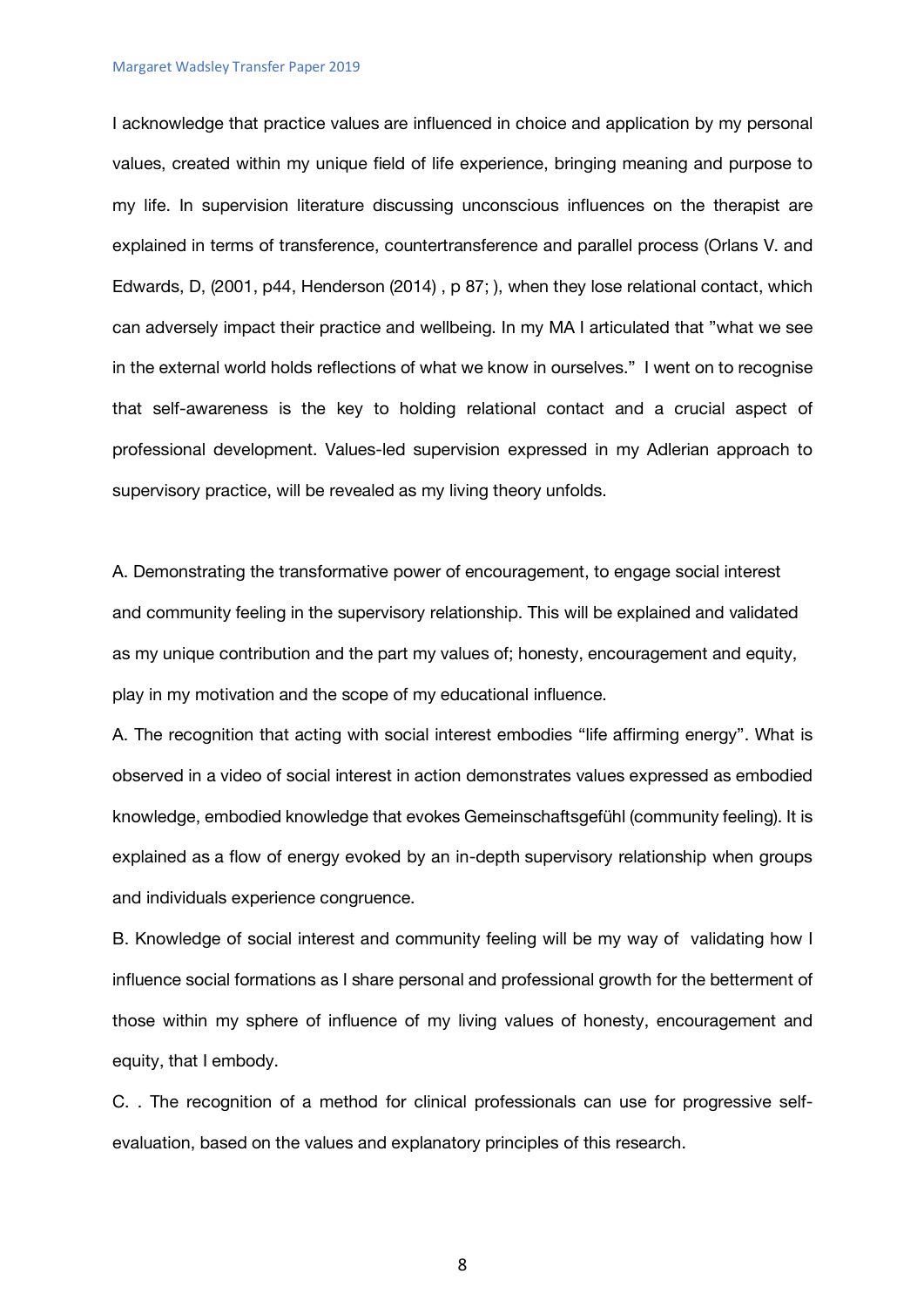I acknowledge that practice values are influenced in choice and application by my personal values, created within my unique field of life experience, bringing meaning and purpose to my life. In supervision literature discussing unconscious influences on the therapist are explained in terms of transference, countertransference and parallel process (Orlans V. and Edwards, D, (2001, p44, Henderson (2014) , p 87; ), when they lose relational contact, which can adversely impact their practice and wellbeing. In my MA I articulated that "what we see in the external world holds reflections of what we know in ourselves." I went on to recognise that self-awareness is the key to holding relational contact and a crucial aspect of professional development. Values-led supervision expressed in my Adlerian approach to supervisory practice, will be revealed as my living theory unfolds.

A. Demonstrating the transformative power of encouragement, to engage social interest and community feeling in the supervisory relationship. This will be explained and validated as my unique contribution and the part my values of; honesty, encouragement and equity, play in my motivation and the scope of my educational influence.

A. The recognition that acting with social interest embodies "life affirming energy". What is observed in a video of social interest in action demonstrates values expressed as embodied knowledge, embodied knowledge that evokes Gemeinschaftsgefühl (community feeling). It is explained as a flow of energy evoked by an in-depth supervisory relationship when groups and individuals experience congruence.

B. Knowledge of social interest and community feeling will be my way of validating how I influence social formations as I share personal and professional growth for the betterment of those within my sphere of influence of my living values of honesty, encouragement and equity, that I embody.

C. . The recognition of a method for clinical professionals can use for progressive self-evaluation, based on the values and explanatory principles of this research.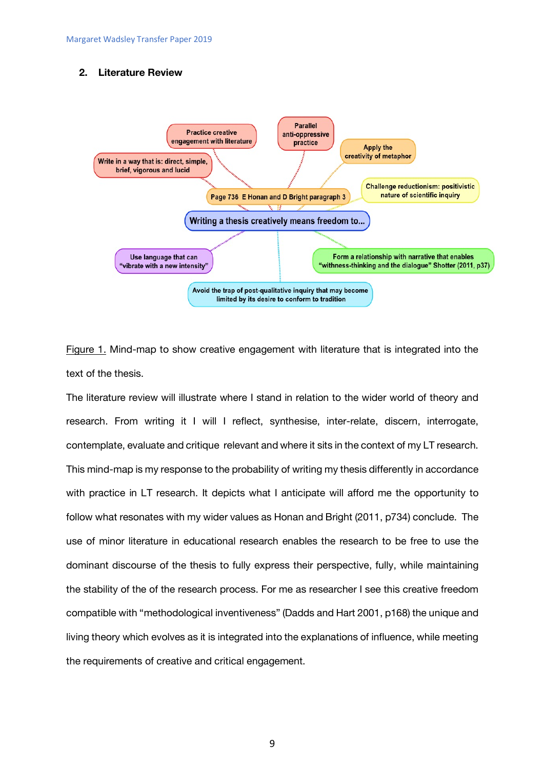## 2. Literature Review

- Writing a thesis creatively means freedom to...
  - Practice creative engagement with literature
  - Parallel anti-oppressive practice
  - Apply the creativity of metaphor
  - Write in a way that is: direct, simple, brief, vigorous and lucid
  - Page 736 E Honan and D Bright paragraph 3
  - Challenge reductionism: positivistic nature of scientific inquiry
  - Use language that can "vibrate with a new intensity"
  - Form a relationship with narrative that enables "witnessing-thinking and the dialogue" Shotter (2011, p37)
  - Avoid the trap of post-qualitative inquiry that may become limited by its desire to conform to tradition

Figure 1. Mind-map to show creative engagement with literature that is integrated into the text of the thesis.

The literature review will illustrate where I stand in relation to the wider world of theory and research. From writing it I will I reflect, synthesise, inter-relate, discern, interrogate, contemplate, evaluate and critique relevant and where it sits in the context of my LT research. This mind-map is my response to the probability of writing my thesis differently in accordance with practice in LT research. It depicts what I anticipate will afford me the opportunity to follow what resonates with my wider values as Honan and Bright (2011, p734) conclude. The use of minor literature in educational research enables the research to be free to use the dominant discourse of the thesis to fully express their perspective, fully, while maintaining the stability of the of the research process. For me as researcher I see this creative freedom compatible with "methodological inventiveness" (Dadds and Hart 2001, p168) the unique and living theory which evolves as it is integrated into the explanations of influence, while meeting the requirements of creative and critical engagement.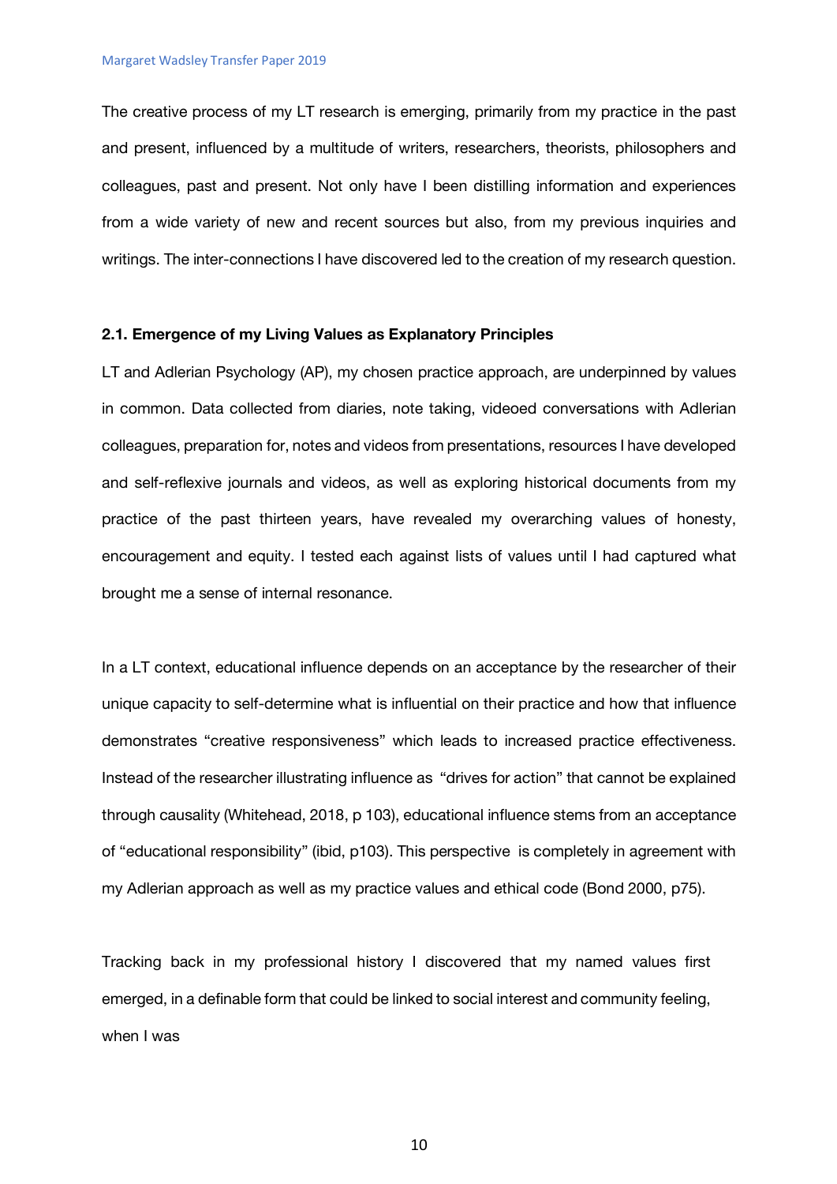The creative process of my LT research is emerging, primarily from my practice in the past and present, influenced by a multitude of writers, researchers, theorists, philosophers and colleagues, past and present. Not only have I been distilling information and experiences from a wide variety of new and recent sources but also, from my previous inquiries and writings. The inter-connections I have discovered led to the creation of my research question.

### 2.1. Emergence of my Living Values as Explanatory Principles

LT and Adlerian Psychology (AP), my chosen practice approach, are underpinned by values in common. Data collected from diaries, note taking, videoed conversations with Adlerian colleagues, preparation for, notes and videos from presentations, resources I have developed and self-reflexive journals and videos, as well as exploring historical documents from my practice of the past thirteen years, have revealed my overarching values of honesty, encouragement and equity. I tested each against lists of values until I had captured what brought me a sense of internal resonance.

In a LT context, educational influence depends on an acceptance by the researcher of their unique capacity to self-determine what is influential on their practice and how that influence demonstrates "creative responsiveness" which leads to increased practice effectiveness. Instead of the researcher illustrating influence as "drives for action" that cannot be explained through causality (Whitehead, 2018, p 103), educational influence stems from an acceptance of "educational responsibility" (ibid, p103). This perspective is completely in agreement with my Adlerian approach as well as my practice values and ethical code (Bond 2000, p75).

Tracking back in my professional history I discovered that my named values first emerged, in a definable form that could be linked to social interest and community feeling, when I was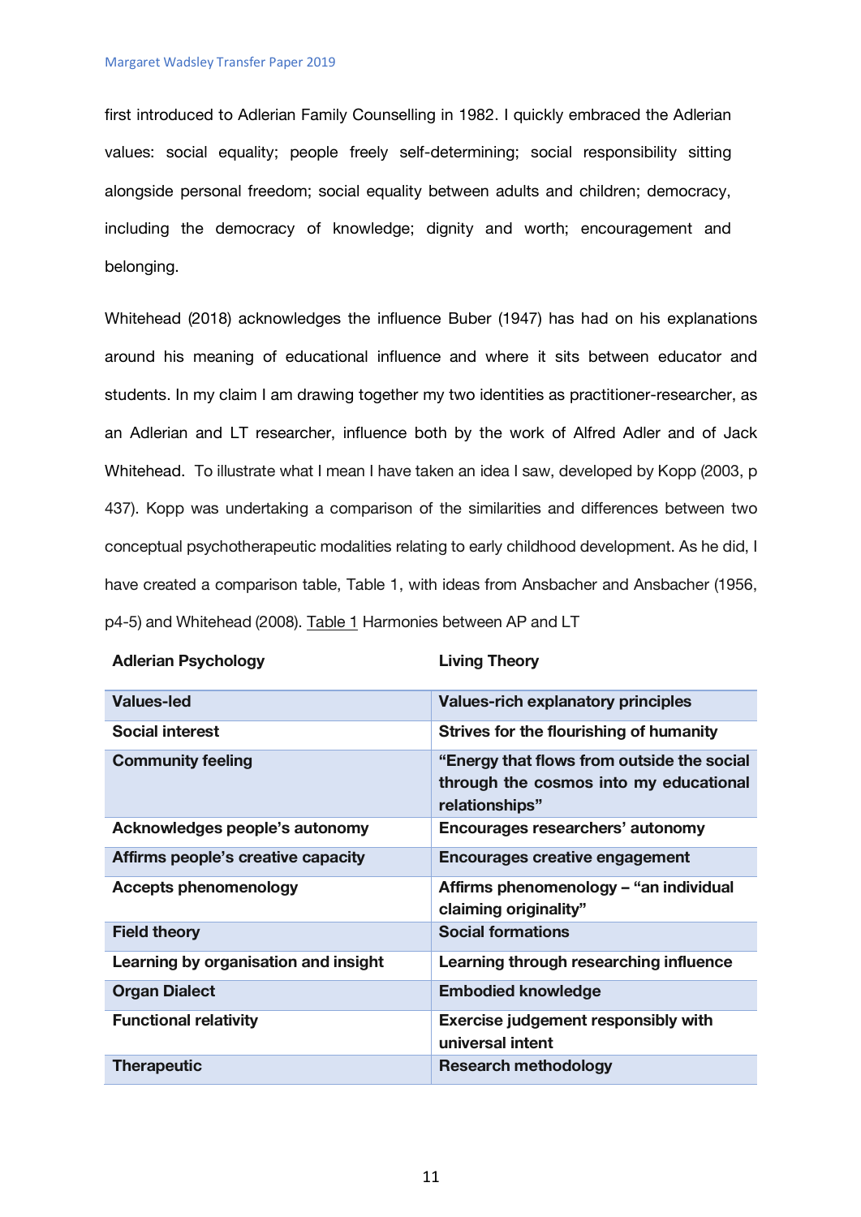first introduced to Adlerian Family Counselling in 1982. I quickly embraced the Adlerian values: social equality; people freely self-determining; social responsibility sitting alongside personal freedom; social equality between adults and children; democracy, including the democracy of knowledge; dignity and worth; encouragement and belonging.

Whitehead (2018) acknowledges the influence Buber (1947) has had on his explanations around his meaning of educational influence and where it sits between educator and students. In my claim I am drawing together my two identities as practitioner-researcher, as an Adlerian and LT researcher, influence both by the work of Alfred Adler and of Jack Whitehead. To illustrate what I mean I have taken an idea I saw, developed by Kopp (2003, p 437). Kopp was undertaking a comparison of the similarities and differences between two conceptual psychotherapeutic modalities relating to early childhood development. As he did, I have created a comparison table, Table 1, with ideas from Ansbacher and Ansbacher (1956, p4-5) and Whitehead (2008). Table 1 Harmonies between AP and LT

| Adlerian Psychology | Living Theory |
|---|---|
| Values-led | Values-rich explanatory principles |
| Social interest | Strives for the flourishing of humanity |
| Community feeling | "Energy that flows from outside the social through the cosmos into my educational relationships" |
| Acknowledges people's autonomy | Encourages researchers' autonomy |
| Affirms people's creative capacity | Encourages creative engagement |
| Accepts phenomenology | Affirms phenomenology – "an individual claiming originality" |
| Field theory | Social formations |
| Learning by organisation and insight | Learning through researching influence |
| Organ Dialect | Embodied knowledge |
| Functional relativity | Exercise judgement responsibly with universal intent |
| Therapeutic | Research methodology |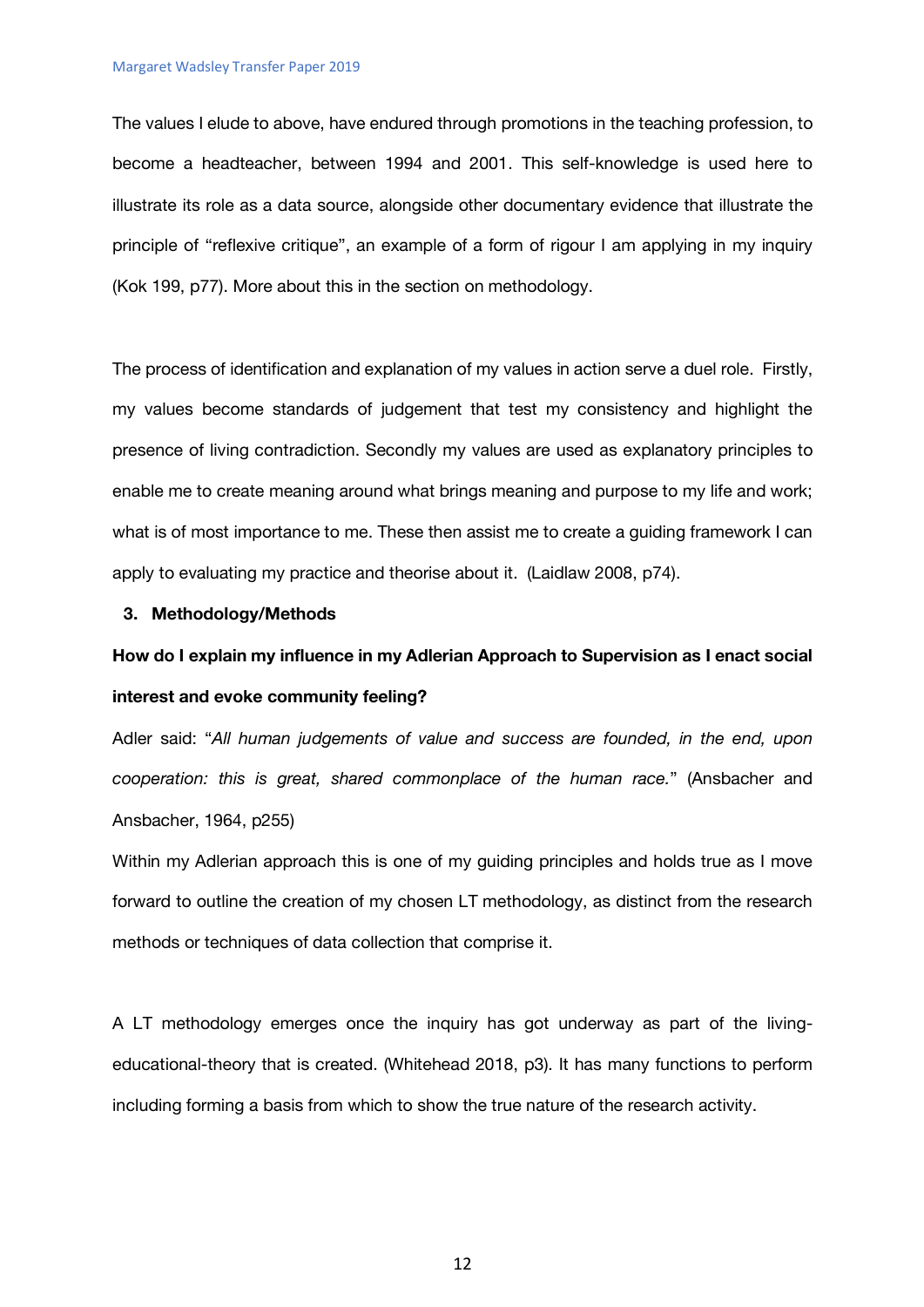The values I elude to above, have endured through promotions in the teaching profession, to become a headteacher, between 1994 and 2001. This self-knowledge is used here to illustrate its role as a data source, alongside other documentary evidence that illustrate the principle of "reflexive critique", an example of a form of rigour I am applying in my inquiry (Kok 199, p77). More about this in the section on methodology.

The process of identification and explanation of my values in action serve a duel role. Firstly, my values become standards of judgement that test my consistency and highlight the presence of living contradiction. Secondly my values are used as explanatory principles to enable me to create meaning around what brings meaning and purpose to my life and work; what is of most importance to me. These then assist me to create a guiding framework I can apply to evaluating my practice and theorise about it. (Laidlaw 2008, p74).

## 3. Methodology/Methods

**How do I explain my influence in my Adlerian Approach to Supervision as I enact social interest and evoke community feeling?**

Adler said: "*All human judgements of value and success are founded, in the end, upon cooperation: this is great, shared commonplace of the human race.*" (Ansbacher and Ansbacher, 1964, p255)

Within my Adlerian approach this is one of my guiding principles and holds true as I move forward to outline the creation of my chosen LT methodology, as distinct from the research methods or techniques of data collection that comprise it.

A LT methodology emerges once the inquiry has got underway as part of the living-educational-theory that is created. (Whitehead 2018, p3). It has many functions to perform including forming a basis from which to show the true nature of the research activity.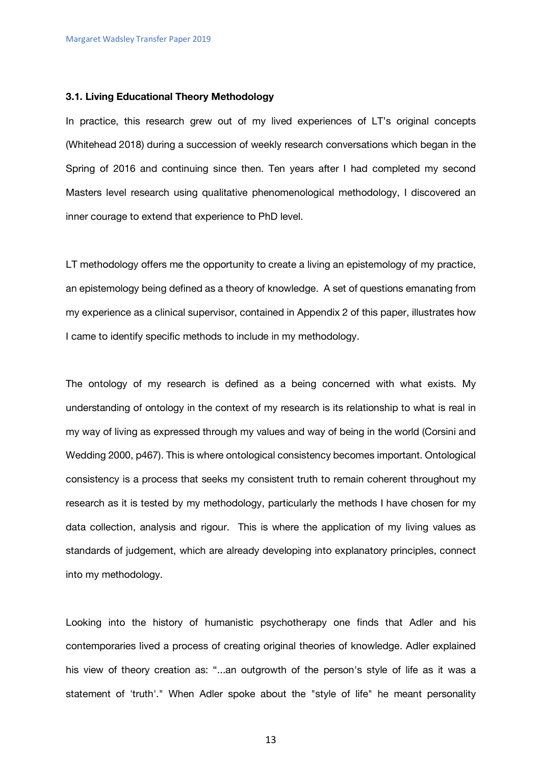### 3.1. Living Educational Theory Methodology

In practice, this research grew out of my lived experiences of LT's original concepts (Whitehead 2018) during a succession of weekly research conversations which began in the Spring of 2016 and continuing since then. Ten years after I had completed my second Masters level research using qualitative phenomenological methodology, I discovered an inner courage to extend that experience to PhD level.

LT methodology offers me the opportunity to create a living an epistemology of my practice, an epistemology being defined as a theory of knowledge. A set of questions emanating from my experience as a clinical supervisor, contained in Appendix 2 of this paper, illustrates how I came to identify specific methods to include in my methodology.

The ontology of my research is defined as a being concerned with what exists. My understanding of ontology in the context of my research is its relationship to what is real in my way of living as expressed through my values and way of being in the world (Corsini and Wedding 2000, p467). This is where ontological consistency becomes important. Ontological consistency is a process that seeks my consistent truth to remain coherent throughout my research as it is tested by my methodology, particularly the methods I have chosen for my data collection, analysis and rigour. This is where the application of my living values as standards of judgement, which are already developing into explanatory principles, connect into my methodology.

Looking into the history of humanistic psychotherapy one finds that Adler and his contemporaries lived a process of creating original theories of knowledge. Adler explained his view of theory creation as: "...an outgrowth of the person's style of life as it was a statement of 'truth'." When Adler spoke about the "style of life" he meant personality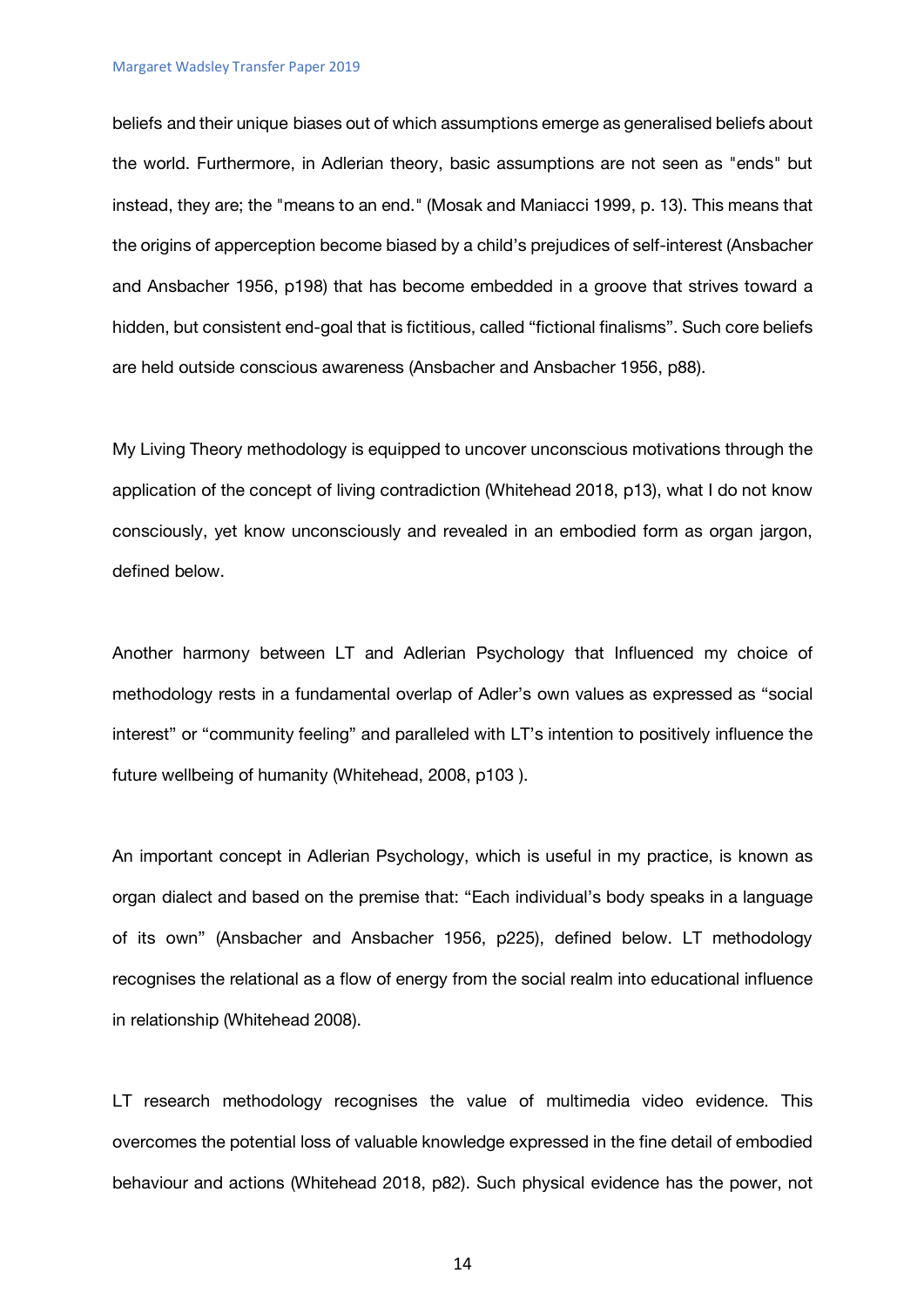beliefs and their unique biases out of which assumptions emerge as generalised beliefs about the world. Furthermore, in Adlerian theory, basic assumptions are not seen as "ends" but instead, they are; the "means to an end." (Mosak and Maniacci 1999, p. 13). This means that the origins of apperception become biased by a child's prejudices of self-interest (Ansbacher and Ansbacher 1956, p198) that has become embedded in a groove that strives toward a hidden, but consistent end-goal that is fictitious, called "fictional finalisms". Such core beliefs are held outside conscious awareness (Ansbacher and Ansbacher 1956, p88).

My Living Theory methodology is equipped to uncover unconscious motivations through the application of the concept of living contradiction (Whitehead 2018, p13), what I do not know consciously, yet know unconsciously and revealed in an embodied form as organ jargon, defined below.

Another harmony between LT and Adlerian Psychology that Influenced my choice of methodology rests in a fundamental overlap of Adler's own values as expressed as "social interest" or "community feeling" and paralleled with LT's intention to positively influence the future wellbeing of humanity (Whitehead, 2008, p103 ).

An important concept in Adlerian Psychology, which is useful in my practice, is known as organ dialect and based on the premise that: "Each individual's body speaks in a language of its own" (Ansbacher and Ansbacher 1956, p225), defined below. LT methodology recognises the relational as a flow of energy from the social realm into educational influence in relationship (Whitehead 2008).

LT research methodology recognises the value of multimedia video evidence. This overcomes the potential loss of valuable knowledge expressed in the fine detail of embodied behaviour and actions (Whitehead 2018, p82). Such physical evidence has the power, not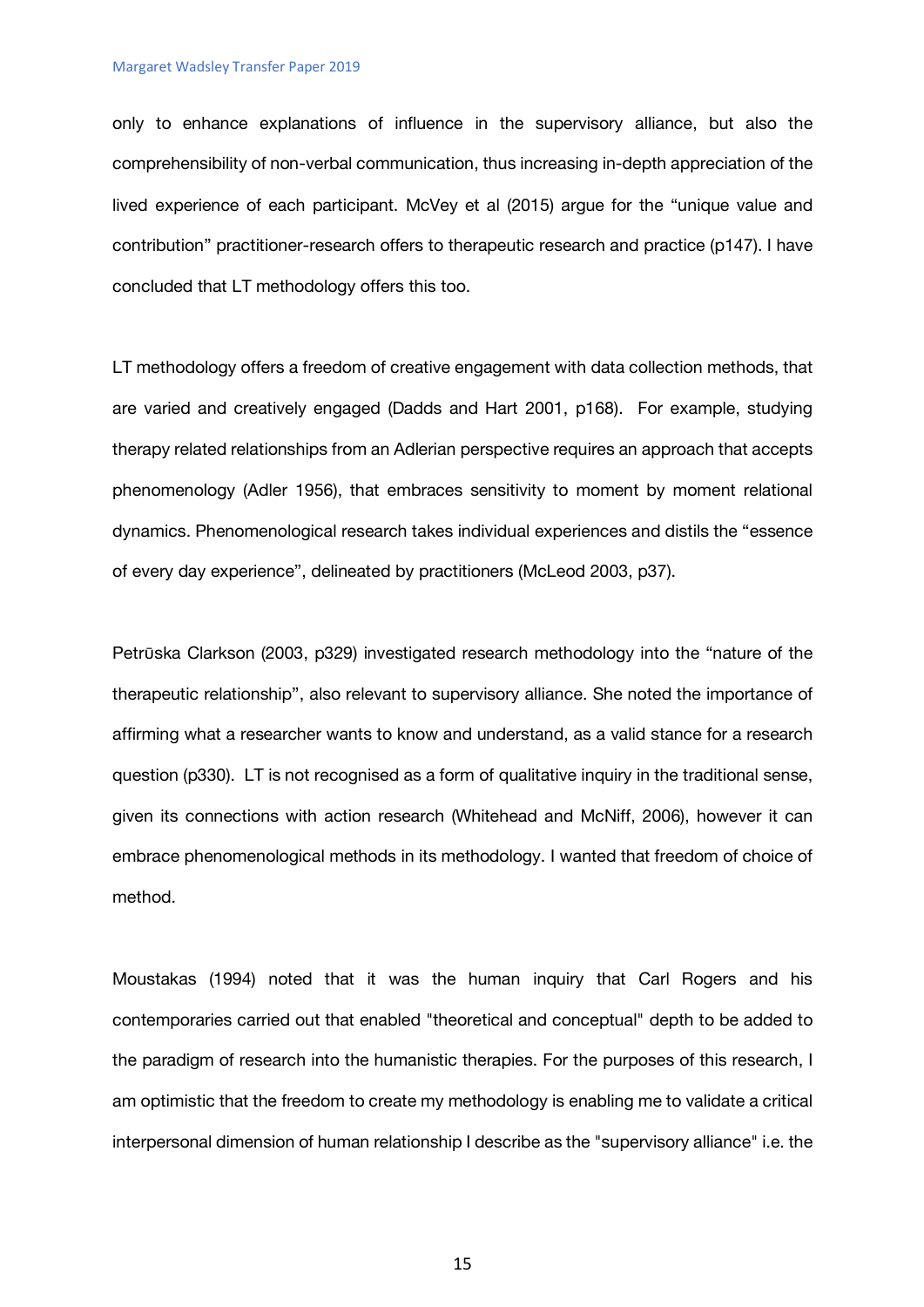only to enhance explanations of influence in the supervisory alliance, but also the comprehensibility of non-verbal communication, thus increasing in-depth appreciation of the lived experience of each participant. McVey et al (2015) argue for the “unique value and contribution” practitioner-research offers to therapeutic research and practice (p147). I have concluded that LT methodology offers this too.

LT methodology offers a freedom of creative engagement with data collection methods, that are varied and creatively engaged (Dadds and Hart 2001, p168). For example, studying therapy related relationships from an Adlerian perspective requires an approach that accepts phenomenology (Adler 1956), that embraces sensitivity to moment by moment relational dynamics. Phenomenological research takes individual experiences and distils the “essence of every day experience”, delineated by practitioners (McLeod 2003, p37).

Petrūska Clarkson (2003, p329) investigated research methodology into the “nature of the therapeutic relationship”, also relevant to supervisory alliance. She noted the importance of affirming what a researcher wants to know and understand, as a valid stance for a research question (p330). LT is not recognised as a form of qualitative inquiry in the traditional sense, given its connections with action research (Whitehead and McNiff, 2006), however it can embrace phenomenological methods in its methodology. I wanted that freedom of choice of method.

Moustakas (1994) noted that it was the human inquiry that Carl Rogers and his contemporaries carried out that enabled "theoretical and conceptual" depth to be added to the paradigm of research into the humanistic therapies. For the purposes of this research, I am optimistic that the freedom to create my methodology is enabling me to validate a critical interpersonal dimension of human relationship I describe as the "supervisory alliance" i.e. the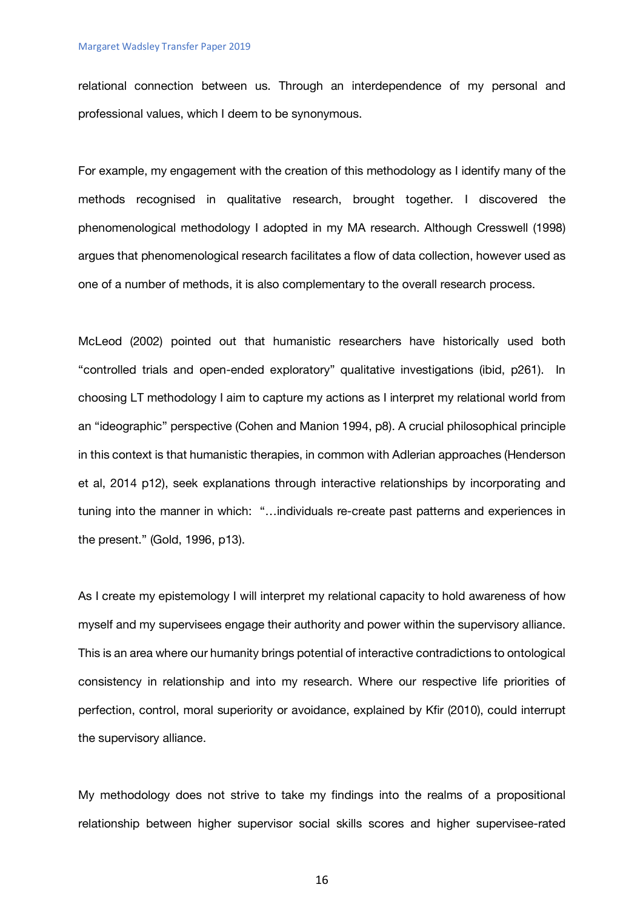relational connection between us. Through an interdependence of my personal and professional values, which I deem to be synonymous.

For example, my engagement with the creation of this methodology as I identify many of the methods recognised in qualitative research, brought together. I discovered the phenomenological methodology I adopted in my MA research. Although Cresswell (1998) argues that phenomenological research facilitates a flow of data collection, however used as one of a number of methods, it is also complementary to the overall research process.

McLeod (2002) pointed out that humanistic researchers have historically used both "controlled trials and open-ended exploratory" qualitative investigations (ibid, p261). In choosing LT methodology I aim to capture my actions as I interpret my relational world from an "ideographic" perspective (Cohen and Manion 1994, p8). A crucial philosophical principle in this context is that humanistic therapies, in common with Adlerian approaches (Henderson et al, 2014 p12), seek explanations through interactive relationships by incorporating and tuning into the manner in which: "…individuals re-create past patterns and experiences in the present." (Gold, 1996, p13).

As I create my epistemology I will interpret my relational capacity to hold awareness of how myself and my supervisees engage their authority and power within the supervisory alliance. This is an area where our humanity brings potential of interactive contradictions to ontological consistency in relationship and into my research. Where our respective life priorities of perfection, control, moral superiority or avoidance, explained by Kfir (2010), could interrupt the supervisory alliance.

My methodology does not strive to take my findings into the realms of a propositional relationship between higher supervisor social skills scores and higher supervisee-rated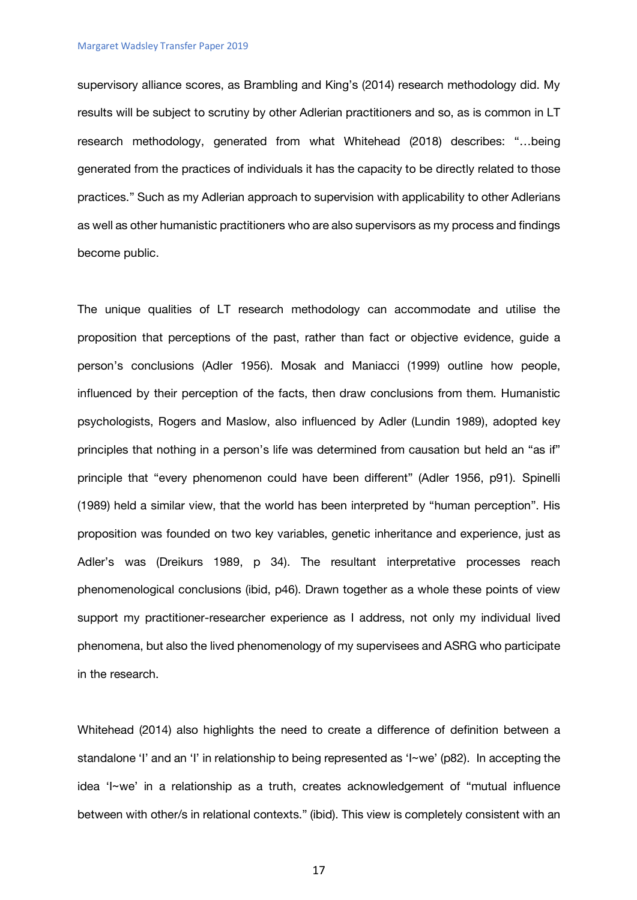supervisory alliance scores, as Brambling and King's (2014) research methodology did. My results will be subject to scrutiny by other Adlerian practitioners and so, as is common in LT research methodology, generated from what Whitehead (2018) describes: "…being generated from the practices of individuals it has the capacity to be directly related to those practices." Such as my Adlerian approach to supervision with applicability to other Adlerians as well as other humanistic practitioners who are also supervisors as my process and findings become public.

The unique qualities of LT research methodology can accommodate and utilise the proposition that perceptions of the past, rather than fact or objective evidence, guide a person's conclusions (Adler 1956). Mosak and Maniacci (1999) outline how people, influenced by their perception of the facts, then draw conclusions from them. Humanistic psychologists, Rogers and Maslow, also influenced by Adler (Lundin 1989), adopted key principles that nothing in a person's life was determined from causation but held an "as if" principle that "every phenomenon could have been different" (Adler 1956, p91). Spinelli (1989) held a similar view, that the world has been interpreted by "human perception". His proposition was founded on two key variables, genetic inheritance and experience, just as Adler's was (Dreikurs 1989, p 34). The resultant interpretative processes reach phenomenological conclusions (ibid, p46). Drawn together as a whole these points of view support my practitioner-researcher experience as I address, not only my individual lived phenomena, but also the lived phenomenology of my supervisees and ASRG who participate in the research.

Whitehead (2014) also highlights the need to create a difference of definition between a standalone 'I' and an 'I' in relationship to being represented as 'I~we' (p82). In accepting the idea 'I~we' in a relationship as a truth, creates acknowledgement of "mutual influence between with other/s in relational contexts." (ibid). This view is completely consistent with an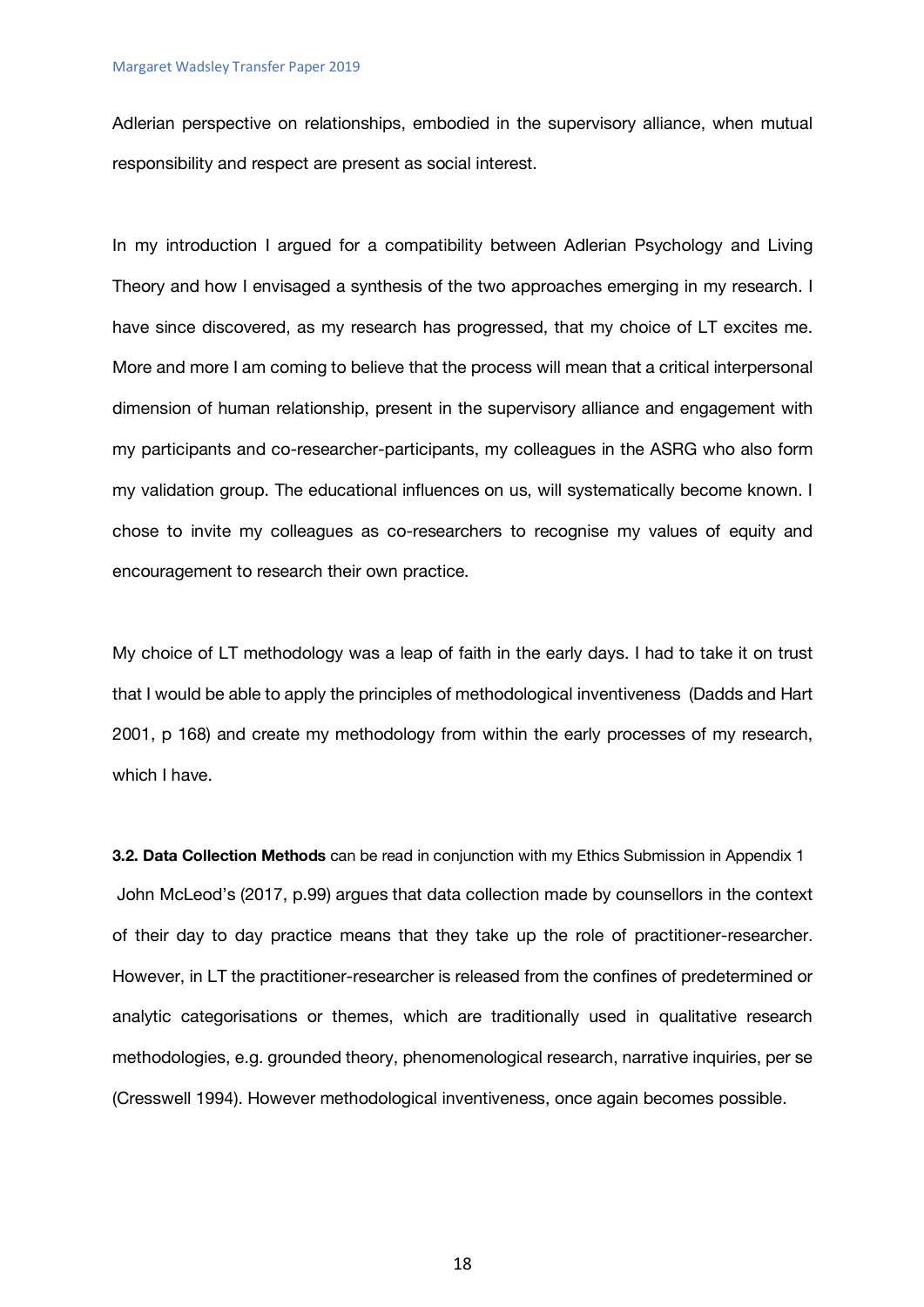Adlerian perspective on relationships, embodied in the supervisory alliance, when mutual responsibility and respect are present as social interest.

In my introduction I argued for a compatibility between Adlerian Psychology and Living Theory and how I envisaged a synthesis of the two approaches emerging in my research. I have since discovered, as my research has progressed, that my choice of LT excites me. More and more I am coming to believe that the process will mean that a critical interpersonal dimension of human relationship, present in the supervisory alliance and engagement with my participants and co-researcher-participants, my colleagues in the ASRG who also form my validation group. The educational influences on us, will systematically become known. I chose to invite my colleagues as co-researchers to recognise my values of equity and encouragement to research their own practice.

My choice of LT methodology was a leap of faith in the early days. I had to take it on trust that I would be able to apply the principles of methodological inventiveness (Dadds and Hart 2001, p 168) and create my methodology from within the early processes of my research, which I have.

**3.2. Data Collection Methods** can be read in conjunction with my Ethics Submission in Appendix 1

John McLeod's (2017, p.99) argues that data collection made by counsellors in the context of their day to day practice means that they take up the role of practitioner-researcher. However, in LT the practitioner-researcher is released from the confines of predetermined or analytic categorisations or themes, which are traditionally used in qualitative research methodologies, e.g. grounded theory, phenomenological research, narrative inquiries, per se (Cresswell 1994). However methodological inventiveness, once again becomes possible.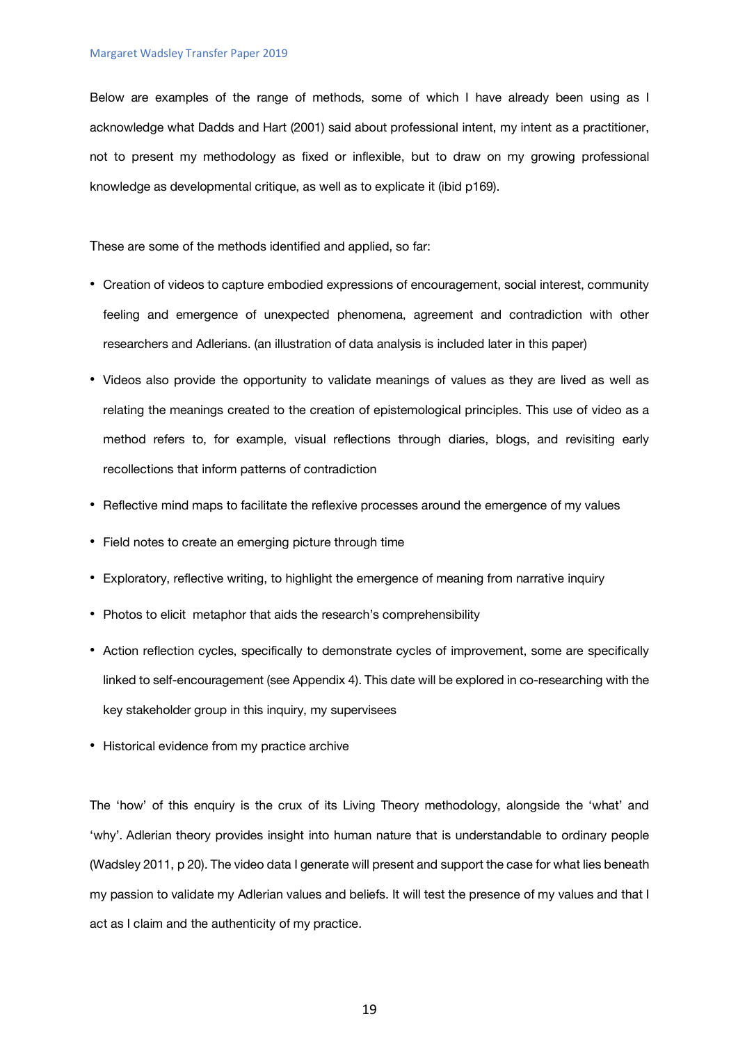Below are examples of the range of methods, some of which I have already been using as I acknowledge what Dadds and Hart (2001) said about professional intent, my intent as a practitioner, not to present my methodology as fixed or inflexible, but to draw on my growing professional knowledge as developmental critique, as well as to explicate it (ibid p169).

These are some of the methods identified and applied, so far:

- Creation of videos to capture embodied expressions of encouragement, social interest, community feeling and emergence of unexpected phenomena, agreement and contradiction with other researchers and Adlerians. (an illustration of data analysis is included later in this paper)
- Videos also provide the opportunity to validate meanings of values as they are lived as well as relating the meanings created to the creation of epistemological principles. This use of video as a method refers to, for example, visual reflections through diaries, blogs, and revisiting early recollections that inform patterns of contradiction
- Reflective mind maps to facilitate the reflexive processes around the emergence of my values
- Field notes to create an emerging picture through time
- Exploratory, reflective writing, to highlight the emergence of meaning from narrative inquiry
- Photos to elicit metaphor that aids the research's comprehensibility
- Action reflection cycles, specifically to demonstrate cycles of improvement, some are specifically linked to self-encouragement (see Appendix 4). This date will be explored in co-researching with the key stakeholder group in this inquiry, my supervisees
- Historical evidence from my practice archive

The 'how' of this enquiry is the crux of its Living Theory methodology, alongside the 'what' and 'why'. Adlerian theory provides insight into human nature that is understandable to ordinary people (Wadsley 2011, p 20). The video data I generate will present and support the case for what lies beneath my passion to validate my Adlerian values and beliefs. It will test the presence of my values and that I act as I claim and the authenticity of my practice.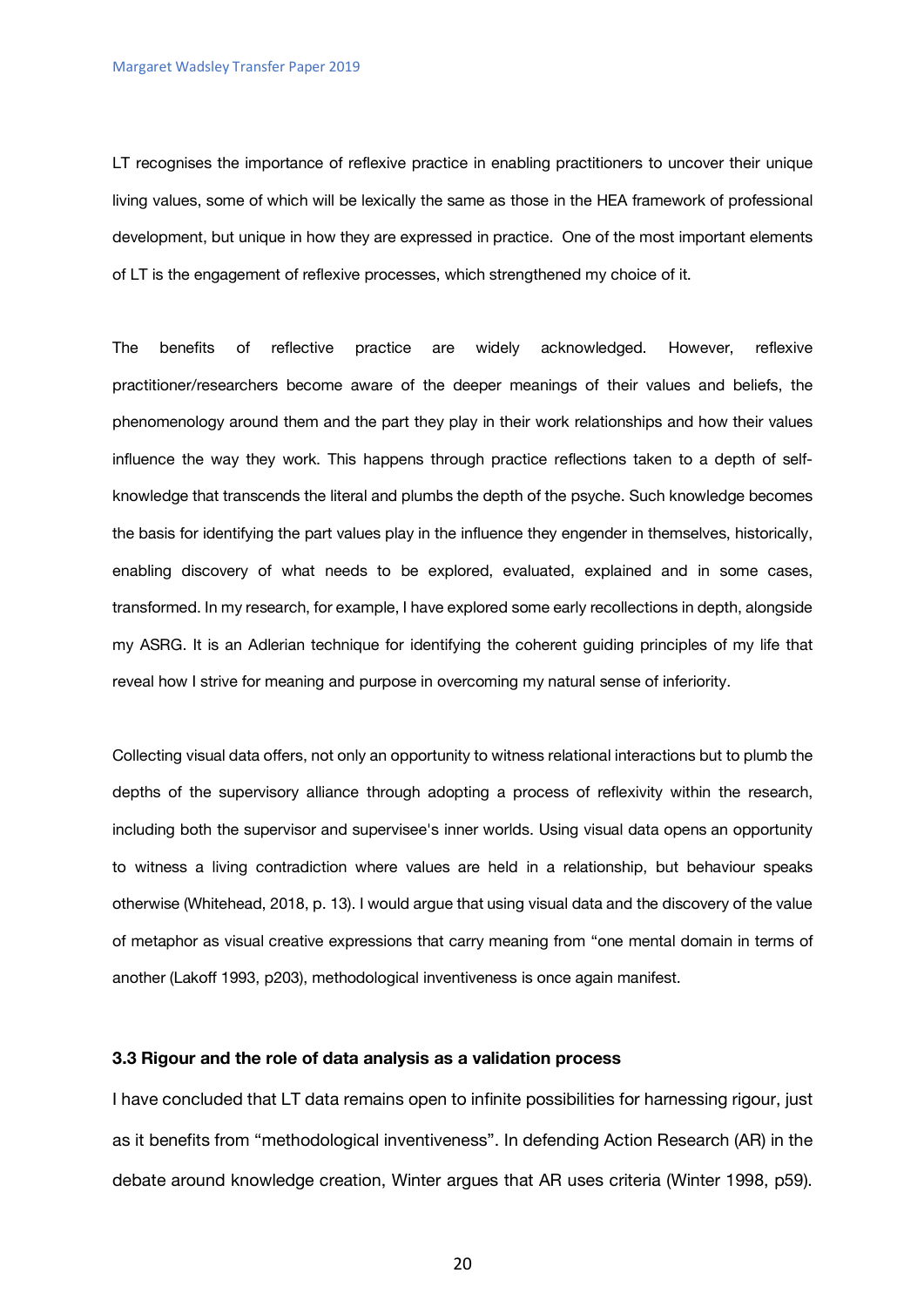LT recognises the importance of reflexive practice in enabling practitioners to uncover their unique living values, some of which will be lexically the same as those in the HEA framework of professional development, but unique in how they are expressed in practice. One of the most important elements of LT is the engagement of reflexive processes, which strengthened my choice of it.

The benefits of reflective practice are widely acknowledged. However, reflexive practitioner/researchers become aware of the deeper meanings of their values and beliefs, the phenomenology around them and the part they play in their work relationships and how their values influence the way they work. This happens through practice reflections taken to a depth of self-knowledge that transcends the literal and plumbs the depth of the psyche. Such knowledge becomes the basis for identifying the part values play in the influence they engender in themselves, historically, enabling discovery of what needs to be explored, evaluated, explained and in some cases, transformed. In my research, for example, I have explored some early recollections in depth, alongside my ASRG. It is an Adlerian technique for identifying the coherent guiding principles of my life that reveal how I strive for meaning and purpose in overcoming my natural sense of inferiority.

Collecting visual data offers, not only an opportunity to witness relational interactions but to plumb the depths of the supervisory alliance through adopting a process of reflexivity within the research, including both the supervisor and supervisee's inner worlds. Using visual data opens an opportunity to witness a living contradiction where values are held in a relationship, but behaviour speaks otherwise (Whitehead, 2018, p. 13). I would argue that using visual data and the discovery of the value of metaphor as visual creative expressions that carry meaning from "one mental domain in terms of another (Lakoff 1993, p203), methodological inventiveness is once again manifest.

### 3.3 Rigour and the role of data analysis as a validation process

I have concluded that LT data remains open to infinite possibilities for harnessing rigour, just as it benefits from "methodological inventiveness". In defending Action Research (AR) in the debate around knowledge creation, Winter argues that AR uses criteria (Winter 1998, p59).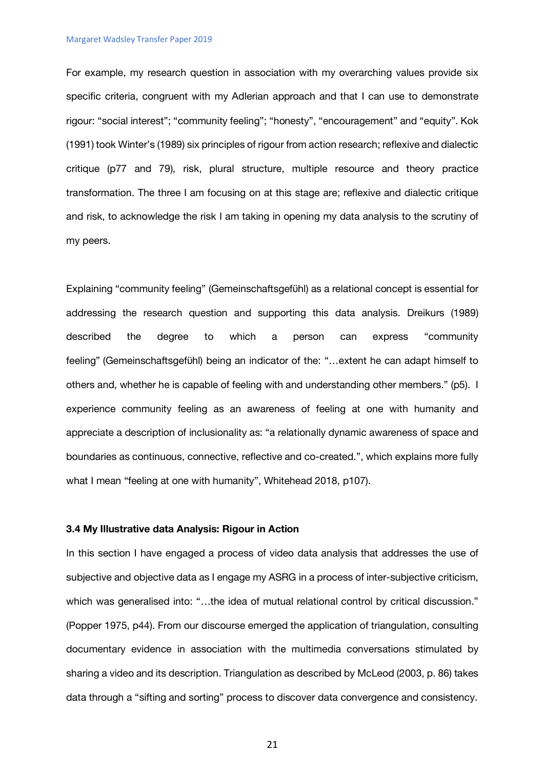For example, my research question in association with my overarching values provide six specific criteria, congruent with my Adlerian approach and that I can use to demonstrate rigour: “social interest”; “community feeling”; “honesty”, “encouragement” and “equity”. Kok (1991) took Winter’s (1989) six principles of rigour from action research; reflexive and dialectic critique (p77 and 79), risk, plural structure, multiple resource and theory practice transformation. The three I am focusing on at this stage are; reflexive and dialectic critique and risk, to acknowledge the risk I am taking in opening my data analysis to the scrutiny of my peers.

Explaining “community feeling” (Gemeinschaftsgefühl) as a relational concept is essential for addressing the research question and supporting this data analysis. Dreikurs (1989) described the degree to which a person can express “community feeling” (Gemeinschaftsgefühl) being an indicator of the: “…extent he can adapt himself to others and, whether he is capable of feeling with and understanding other members.” (p5). I experience community feeling as an awareness of feeling at one with humanity and appreciate a description of inclusionality as: “a relationally dynamic awareness of space and boundaries as continuous, connective, reflective and co-created.”, which explains more fully what I mean “feeling at one with humanity”, Whitehead 2018, p107).

### 3.4 My Illustrative data Analysis: Rigour in Action

In this section I have engaged a process of video data analysis that addresses the use of subjective and objective data as I engage my ASRG in a process of inter-subjective criticism, which was generalised into: “…the idea of mutual relational control by critical discussion.” (Popper 1975, p44). From our discourse emerged the application of triangulation, consulting documentary evidence in association with the multimedia conversations stimulated by sharing a video and its description. Triangulation as described by McLeod (2003, p. 86) takes data through a “sifting and sorting” process to discover data convergence and consistency.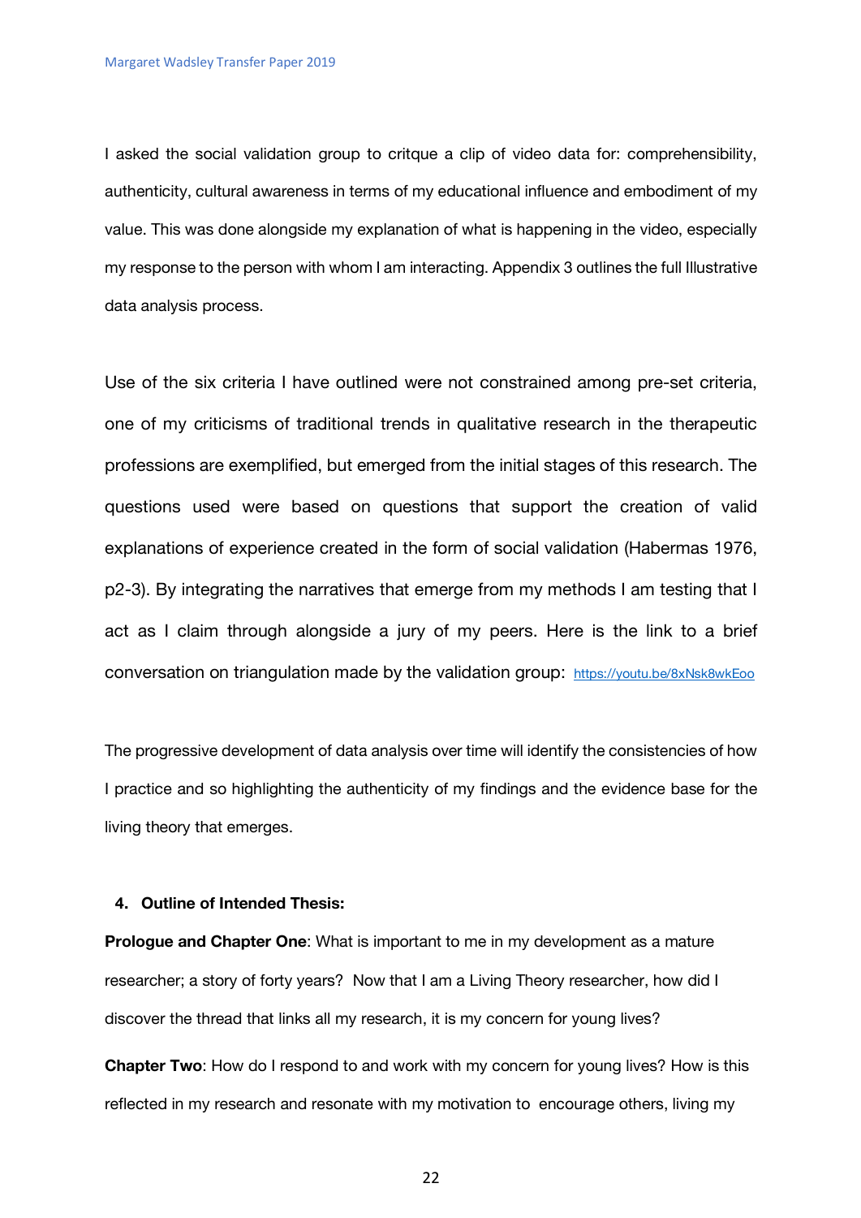I asked the social validation group to critque a clip of video data for: comprehensibility, authenticity, cultural awareness in terms of my educational influence and embodiment of my value. This was done alongside my explanation of what is happening in the video, especially my response to the person with whom I am interacting. Appendix 3 outlines the full Illustrative data analysis process.

Use of the six criteria I have outlined were not constrained among pre-set criteria, one of my criticisms of traditional trends in qualitative research in the therapeutic professions are exemplified, but emerged from the initial stages of this research. The questions used were based on questions that support the creation of valid explanations of experience created in the form of social validation (Habermas 1976, p2-3). By integrating the narratives that emerge from my methods I am testing that I act as I claim through alongside a jury of my peers. Here is the link to a brief conversation on triangulation made by the validation group: https://youtu.be/8xNsk8wkEoo

The progressive development of data analysis over time will identify the consistencies of how I practice and so highlighting the authenticity of my findings and the evidence base for the living theory that emerges.

### 4. Outline of Intended Thesis:

**Prologue and Chapter One**: What is important to me in my development as a mature researcher; a story of forty years? Now that I am a Living Theory researcher, how did I discover the thread that links all my research, it is my concern for young lives?

**Chapter Two**: How do I respond to and work with my concern for young lives? How is this reflected in my research and resonate with my motivation to encourage others, living my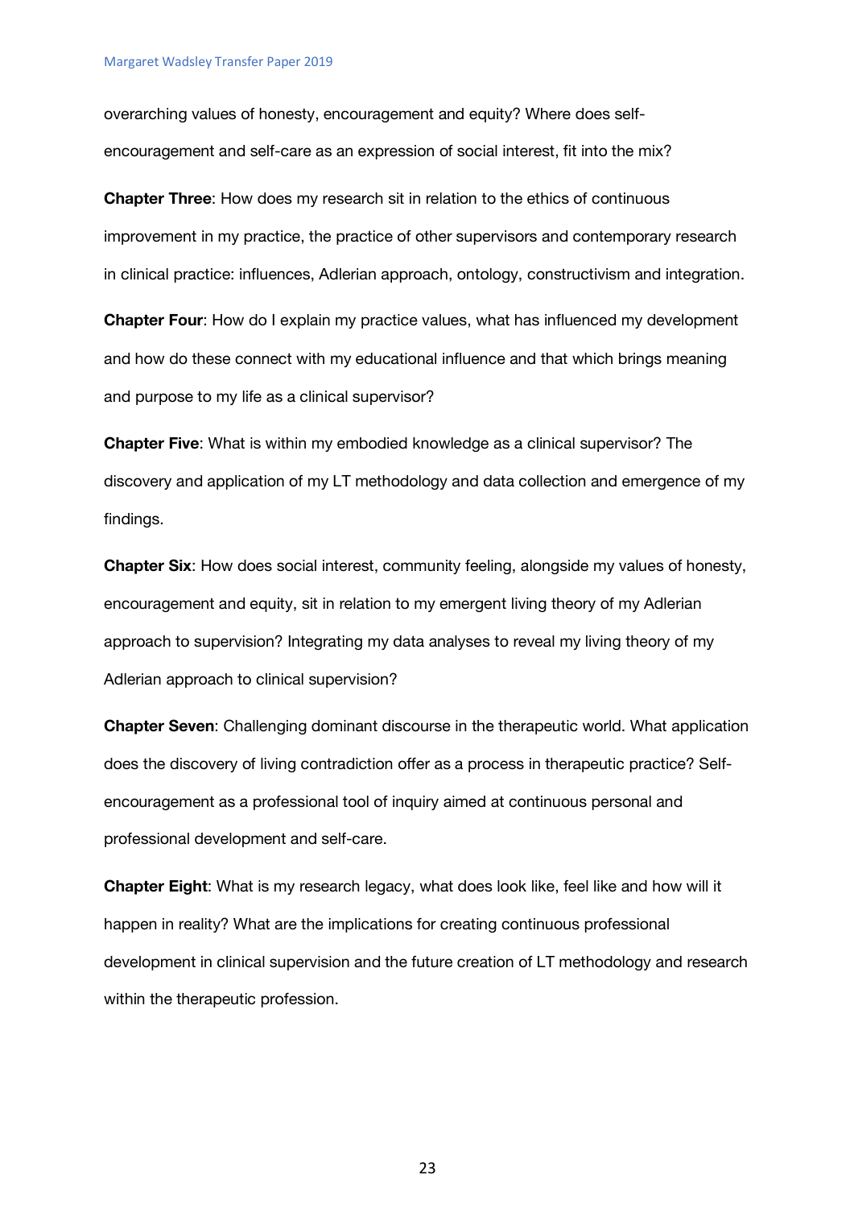overarching values of honesty, encouragement and equity? Where does self-encouragement and self-care as an expression of social interest, fit into the mix?

**Chapter Three**: How does my research sit in relation to the ethics of continuous improvement in my practice, the practice of other supervisors and contemporary research in clinical practice: influences, Adlerian approach, ontology, constructivism and integration.

**Chapter Four**: How do I explain my practice values, what has influenced my development and how do these connect with my educational influence and that which brings meaning and purpose to my life as a clinical supervisor?

**Chapter Five**: What is within my embodied knowledge as a clinical supervisor? The discovery and application of my LT methodology and data collection and emergence of my findings.

**Chapter Six**: How does social interest, community feeling, alongside my values of honesty, encouragement and equity, sit in relation to my emergent living theory of my Adlerian approach to supervision? Integrating my data analyses to reveal my living theory of my Adlerian approach to clinical supervision?

**Chapter Seven**: Challenging dominant discourse in the therapeutic world. What application does the discovery of living contradiction offer as a process in therapeutic practice? Self-encouragement as a professional tool of inquiry aimed at continuous personal and professional development and self-care.

**Chapter Eight**: What is my research legacy, what does look like, feel like and how will it happen in reality? What are the implications for creating continuous professional development in clinical supervision and the future creation of LT methodology and research within the therapeutic profession.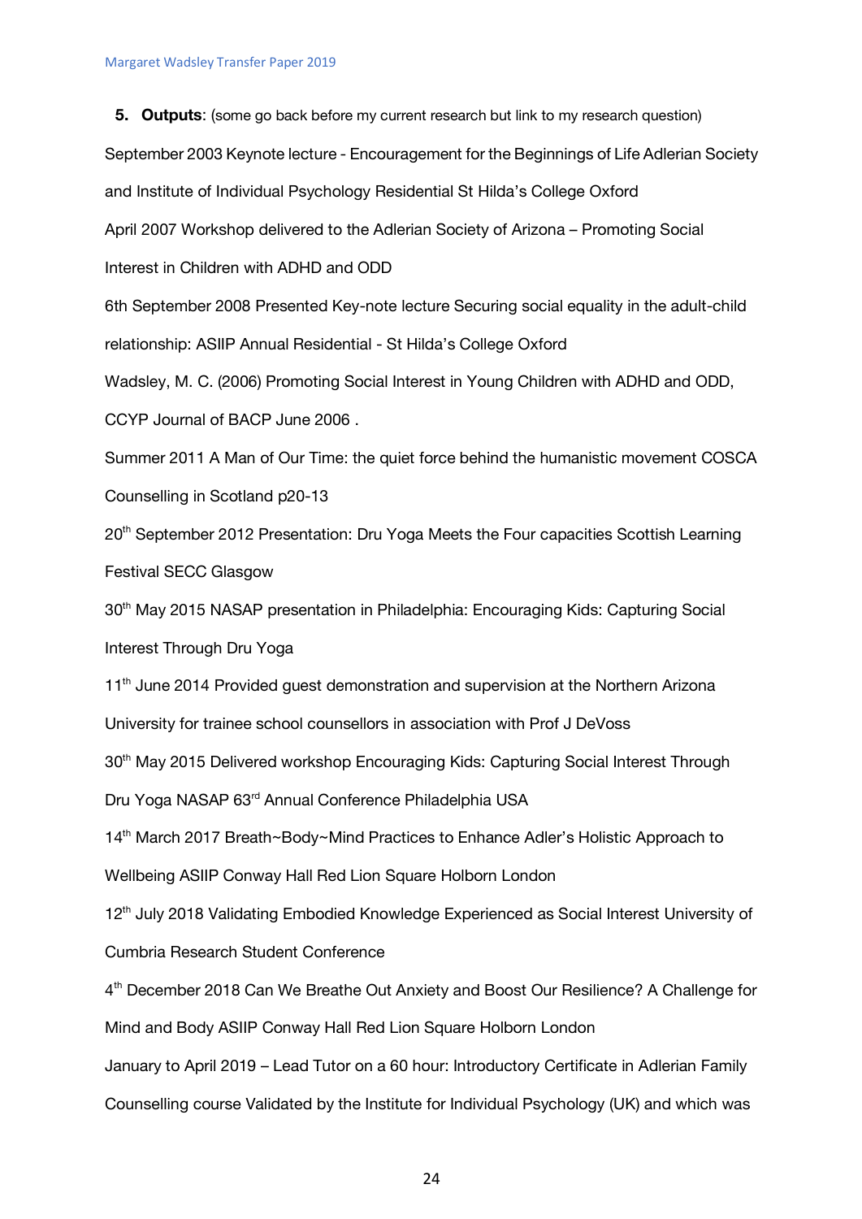**5. Outputs**: (some go back before my current research but link to my research question)

September 2003 Keynote lecture - Encouragement for the Beginnings of Life Adlerian Society and Institute of Individual Psychology Residential St Hilda's College Oxford

April 2007 Workshop delivered to the Adlerian Society of Arizona – Promoting Social Interest in Children with ADHD and ODD

6th September 2008 Presented Key-note lecture Securing social equality in the adult-child relationship: ASIIP Annual Residential - St Hilda's College Oxford

Wadsley, M. C. (2006) Promoting Social Interest in Young Children with ADHD and ODD, CCYP Journal of BACP June 2006 .

Summer 2011 A Man of Our Time: the quiet force behind the humanistic movement COSCA Counselling in Scotland p20-13

20th September 2012 Presentation: Dru Yoga Meets the Four capacities Scottish Learning Festival SECC Glasgow

30th May 2015 NASAP presentation in Philadelphia: Encouraging Kids: Capturing Social Interest Through Dru Yoga

11th June 2014 Provided guest demonstration and supervision at the Northern Arizona University for trainee school counsellors in association with Prof J DeVoss

30th May 2015 Delivered workshop Encouraging Kids: Capturing Social Interest Through Dru Yoga NASAP 63rd Annual Conference Philadelphia USA

14th March 2017 Breath~Body~Mind Practices to Enhance Adler's Holistic Approach to Wellbeing ASIIP Conway Hall Red Lion Square Holborn London

12th July 2018 Validating Embodied Knowledge Experienced as Social Interest University of Cumbria Research Student Conference

4th December 2018 Can We Breathe Out Anxiety and Boost Our Resilience? A Challenge for Mind and Body ASIIP Conway Hall Red Lion Square Holborn London

January to April 2019 – Lead Tutor on a 60 hour: Introductory Certificate in Adlerian Family Counselling course Validated by the Institute for Individual Psychology (UK) and which was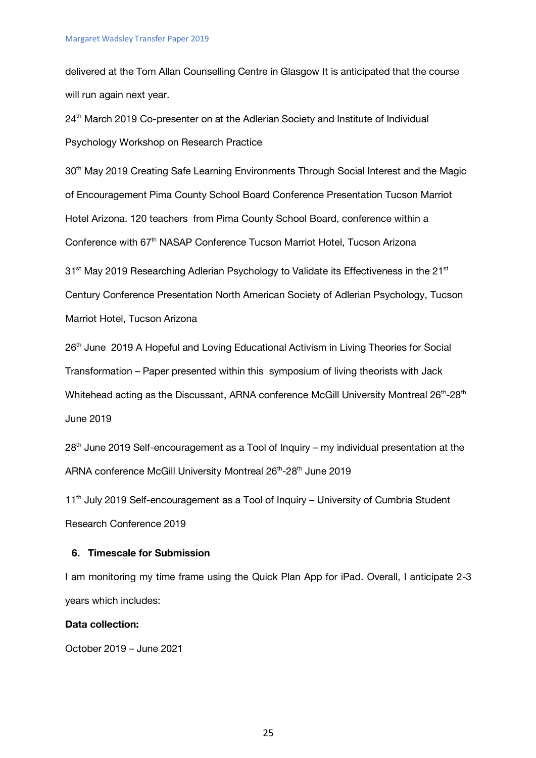delivered at the Tom Allan Counselling Centre in Glasgow It is anticipated that the course will run again next year.

24th March 2019 Co-presenter on at the Adlerian Society and Institute of Individual Psychology Workshop on Research Practice

30th May 2019 Creating Safe Learning Environments Through Social Interest and the Magic of Encouragement Pima County School Board Conference Presentation Tucson Marriot Hotel Arizona. 120 teachers from Pima County School Board, conference within a Conference with 67th NASAP Conference Tucson Marriot Hotel, Tucson Arizona

31st May 2019 Researching Adlerian Psychology to Validate its Effectiveness in the 21st Century Conference Presentation North American Society of Adlerian Psychology, Tucson Marriot Hotel, Tucson Arizona

26th June 2019 A Hopeful and Loving Educational Activism in Living Theories for Social Transformation – Paper presented within this symposium of living theorists with Jack Whitehead acting as the Discussant, ARNA conference McGill University Montreal 26th-28th June 2019

28th June 2019 Self-encouragement as a Tool of Inquiry – my individual presentation at the ARNA conference McGill University Montreal 26th-28th June 2019

11th July 2019 Self-encouragement as a Tool of Inquiry – University of Cumbria Student Research Conference 2019

## 6. Timescale for Submission

I am monitoring my time frame using the Quick Plan App for iPad. Overall, I anticipate 2-3 years which includes:

**Data collection:**

October 2019 – June 2021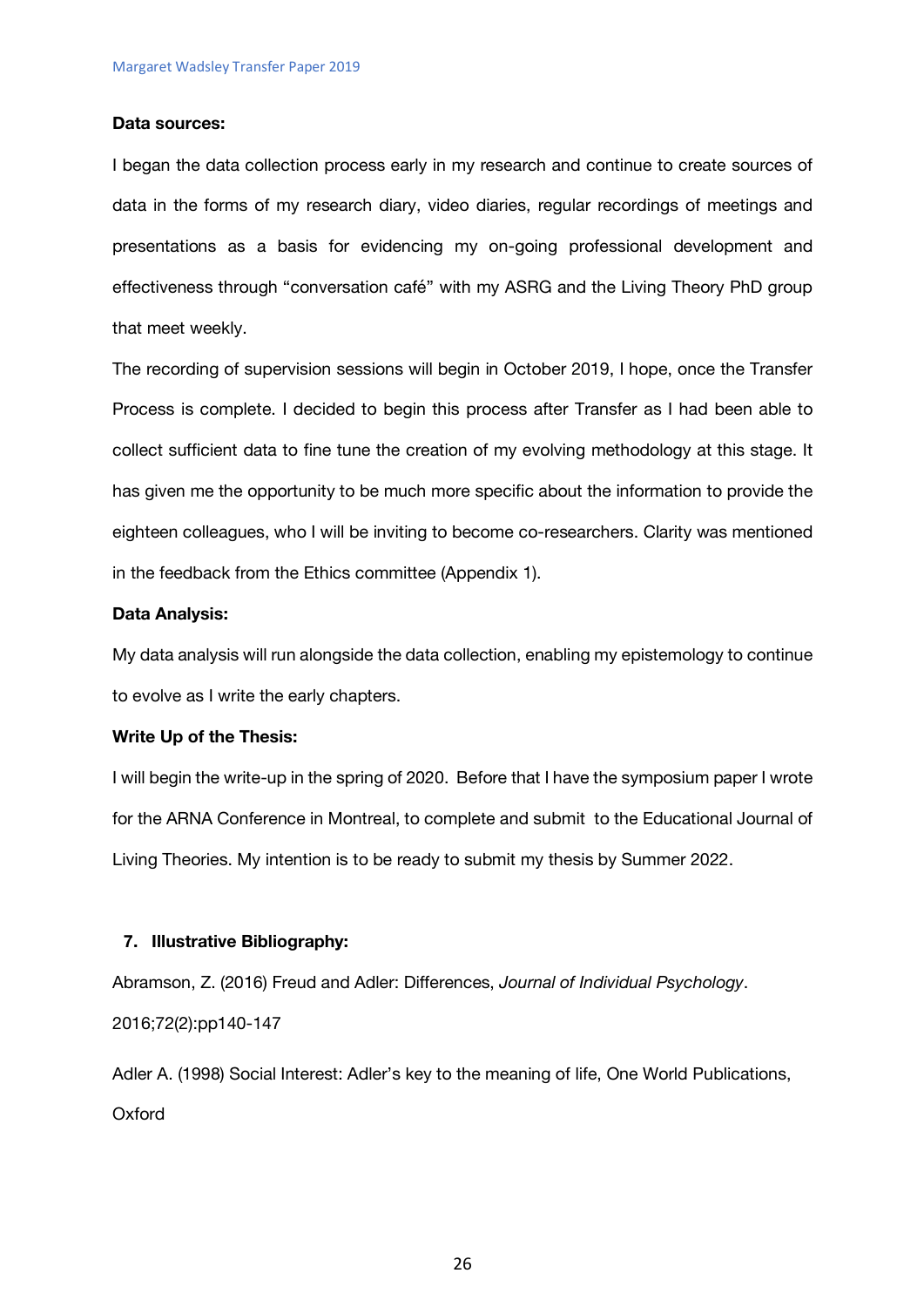**Data sources:**

I began the data collection process early in my research and continue to create sources of data in the forms of my research diary, video diaries, regular recordings of meetings and presentations as a basis for evidencing my on-going professional development and effectiveness through "conversation café" with my ASRG and the Living Theory PhD group that meet weekly.

The recording of supervision sessions will begin in October 2019, I hope, once the Transfer Process is complete. I decided to begin this process after Transfer as I had been able to collect sufficient data to fine tune the creation of my evolving methodology at this stage. It has given me the opportunity to be much more specific about the information to provide the eighteen colleagues, who I will be inviting to become co-researchers. Clarity was mentioned in the feedback from the Ethics committee (Appendix 1).

**Data Analysis:**

My data analysis will run alongside the data collection, enabling my epistemology to continue to evolve as I write the early chapters.

**Write Up of the Thesis:**

I will begin the write-up in the spring of 2020. Before that I have the symposium paper I wrote for the ARNA Conference in Montreal, to complete and submit to the Educational Journal of Living Theories. My intention is to be ready to submit my thesis by Summer 2022.

## 7. Illustrative Bibliography:

Abramson, Z. (2016) Freud and Adler: Differences, *Journal of Individual Psychology*. 2016;72(2):pp140-147

Adler A. (1998) Social Interest: Adler's key to the meaning of life, One World Publications, Oxford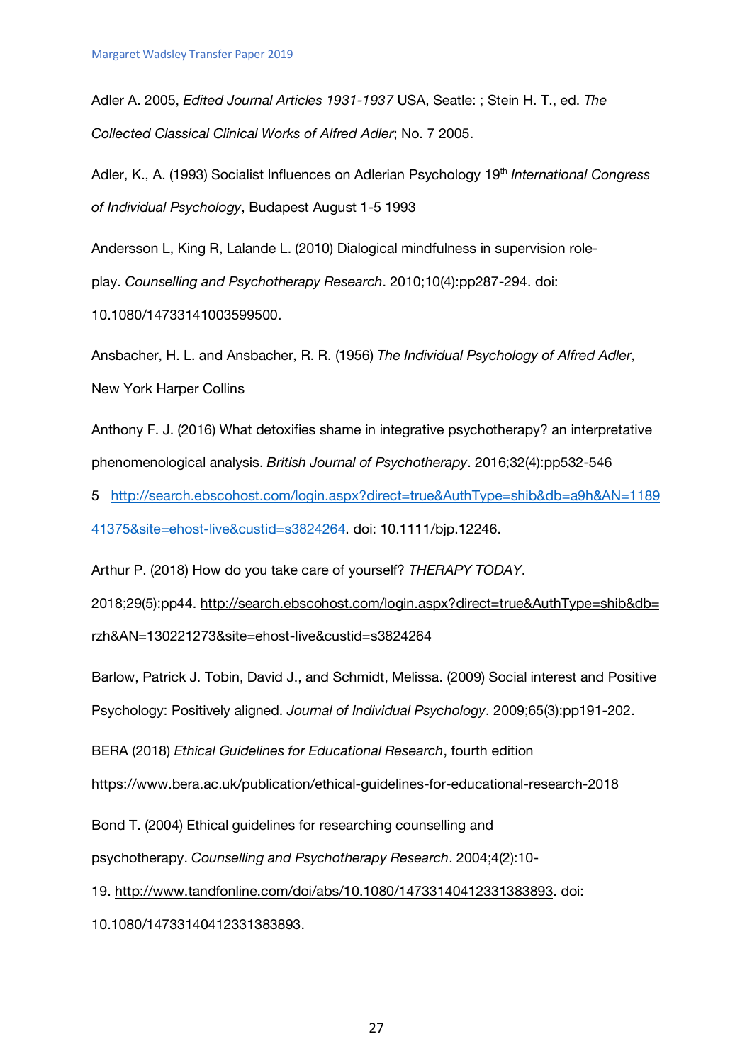Adler A. 2005, *Edited Journal Articles 1931-1937* USA, Seatle: ; Stein H. T., ed. *The Collected Classical Clinical Works of Alfred Adler*; No. 7 2005.

Adler, K., A. (1993) Socialist Influences on Adlerian Psychology 19th *International Congress of Individual Psychology*, Budapest August 1-5 1993

Andersson L, King R, Lalande L. (2010) Dialogical mindfulness in supervision role-play. *Counselling and Psychotherapy Research*. 2010;10(4):pp287-294. doi: 10.1080/14733141003599500.

Ansbacher, H. L. and Ansbacher, R. R. (1956) *The Individual Psychology of Alfred Adler*, New York Harper Collins

Anthony F. J. (2016) What detoxifies shame in integrative psychotherapy? an interpretative phenomenological analysis. *British Journal of Psychotherapy*. 2016;32(4):pp532-546 5 http://search.ebscohost.com/login.aspx?direct=true&AuthType=shib&db=a9h&AN=118941375&site=ehost-live&custid=s3824264. doi: 10.1111/bjp.12246.

Arthur P. (2018) How do you take care of yourself? *THERAPY TODAY*. 2018;29(5):pp44. http://search.ebscohost.com/login.aspx?direct=true&AuthType=shib&db=rzh&AN=130221273&site=ehost-live&custid=s3824264

Barlow, Patrick J. Tobin, David J., and Schmidt, Melissa. (2009) Social interest and Positive Psychology: Positively aligned. *Journal of Individual Psychology*. 2009;65(3):pp191-202.

BERA (2018) *Ethical Guidelines for Educational Research*, fourth edition https://www.bera.ac.uk/publication/ethical-guidelines-for-educational-research-2018

Bond T. (2004) Ethical guidelines for researching counselling and psychotherapy. *Counselling and Psychotherapy Research*. 2004;4(2):10-19. http://www.tandfonline.com/doi/abs/10.1080/14733140412331383893. doi: 10.1080/14733140412331383893.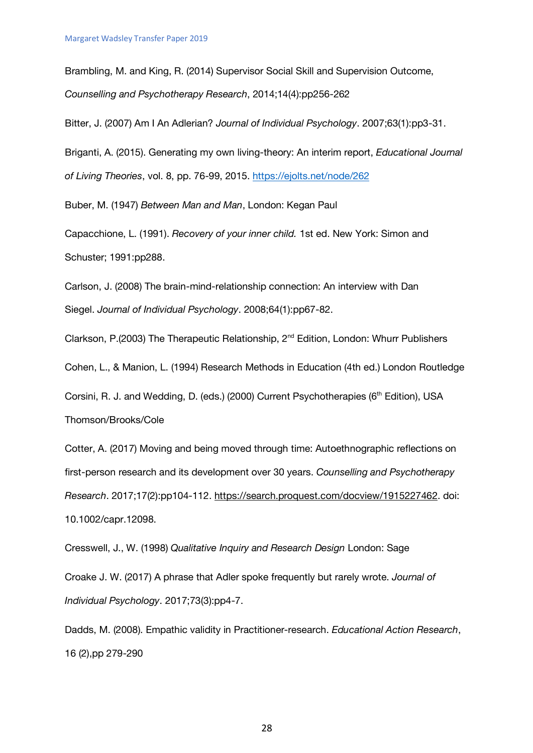Brambling, M. and King, R. (2014) Supervisor Social Skill and Supervision Outcome, *Counselling and Psychotherapy Research*, 2014;14(4):pp256-262

Bitter, J. (2007) Am I An Adlerian? *Journal of Individual Psychology*. 2007;63(1):pp3-31.

Briganti, A. (2015). Generating my own living-theory: An interim report, *Educational Journal of Living Theories*, vol. 8, pp. 76-99, 2015. https://ejolts.net/node/262

Buber, M. (1947) *Between Man and Man*, London: Kegan Paul

Capacchione, L. (1991). *Recovery of your inner child.* 1st ed. New York: Simon and Schuster; 1991:pp288.

Carlson, J. (2008) The brain-mind-relationship connection: An interview with Dan Siegel. *Journal of Individual Psychology*. 2008;64(1):pp67-82.

Clarkson, P.(2003) The Therapeutic Relationship, 2nd Edition, London: Whurr Publishers

Cohen, L., & Manion, L. (1994) Research Methods in Education (4th ed.) London Routledge

Corsini, R. J. and Wedding, D. (eds.) (2000) Current Psychotherapies (6th Edition), USA Thomson/Brooks/Cole

Cotter, A. (2017) Moving and being moved through time: Autoethnographic reflections on first-person research and its development over 30 years. *Counselling and Psychotherapy Research*. 2017;17(2):pp104-112. https://search.proquest.com/docview/1915227462. doi: 10.1002/capr.12098.

Cresswell, J., W. (1998) *Qualitative Inquiry and Research Design* London: Sage

Croake J. W. (2017) A phrase that Adler spoke frequently but rarely wrote. *Journal of Individual Psychology*. 2017;73(3):pp4-7.

Dadds, M. (2008). Empathic validity in Practitioner-research. *Educational Action Research*, 16 (2),pp 279-290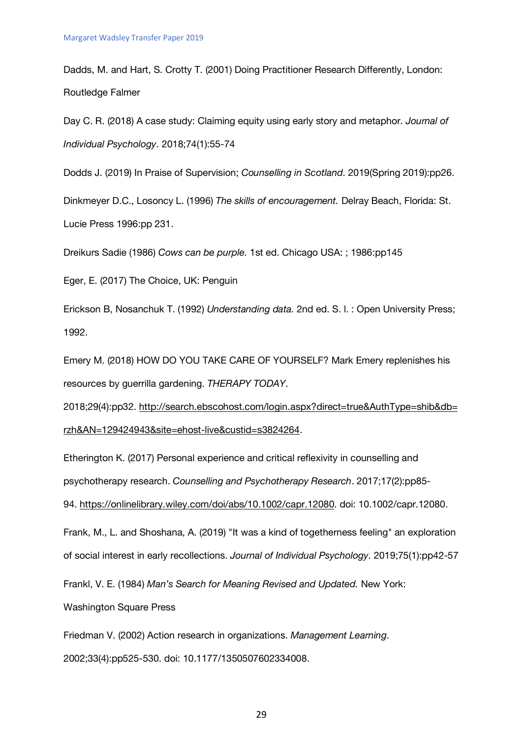Dadds, M. and Hart, S. Crotty T. (2001) Doing Practitioner Research Differently, London: Routledge Falmer

Day C. R. (2018) A case study: Claiming equity using early story and metaphor. *Journal of Individual Psychology*. 2018;74(1):55-74

Dodds J. (2019) In Praise of Supervision; *Counselling in Scotland*. 2019(Spring 2019):pp26.

Dinkmeyer D.C., Losoncy L. (1996) *The skills of encouragement.* Delray Beach, Florida: St. Lucie Press 1996:pp 231.

Dreikurs Sadie (1986) *Cows can be purple.* 1st ed. Chicago USA: ; 1986:pp145

Eger, E. (2017) The Choice, UK: Penguin

Erickson B, Nosanchuk T. (1992) *Understanding data.* 2nd ed. S. l. : Open University Press; 1992.

Emery M. (2018) HOW DO YOU TAKE CARE OF YOURSELF? Mark Emery replenishes his resources by guerrilla gardening. *THERAPY TODAY*. 2018;29(4):pp32. http://search.ebscohost.com/login.aspx?direct=true&AuthType=shib&db=rzh&AN=129424943&site=ehost-live&custid=s3824264.

Etherington K. (2017) Personal experience and critical reflexivity in counselling and psychotherapy research. *Counselling and Psychotherapy Research*. 2017;17(2):pp85-94. https://onlinelibrary.wiley.com/doi/abs/10.1002/capr.12080. doi: 10.1002/capr.12080.

Frank, M., L. and Shoshana, A. (2019) "It was a kind of togetherness feeling" an exploration of social interest in early recollections. *Journal of Individual Psychology*. 2019;75(1):pp42-57

Frankl, V. E. (1984) *Man's Search for Meaning Revised and Updated.* New York: Washington Square Press

Friedman V. (2002) Action research in organizations. *Management Learning*. 2002;33(4):pp525-530. doi: 10.1177/1350507602334008.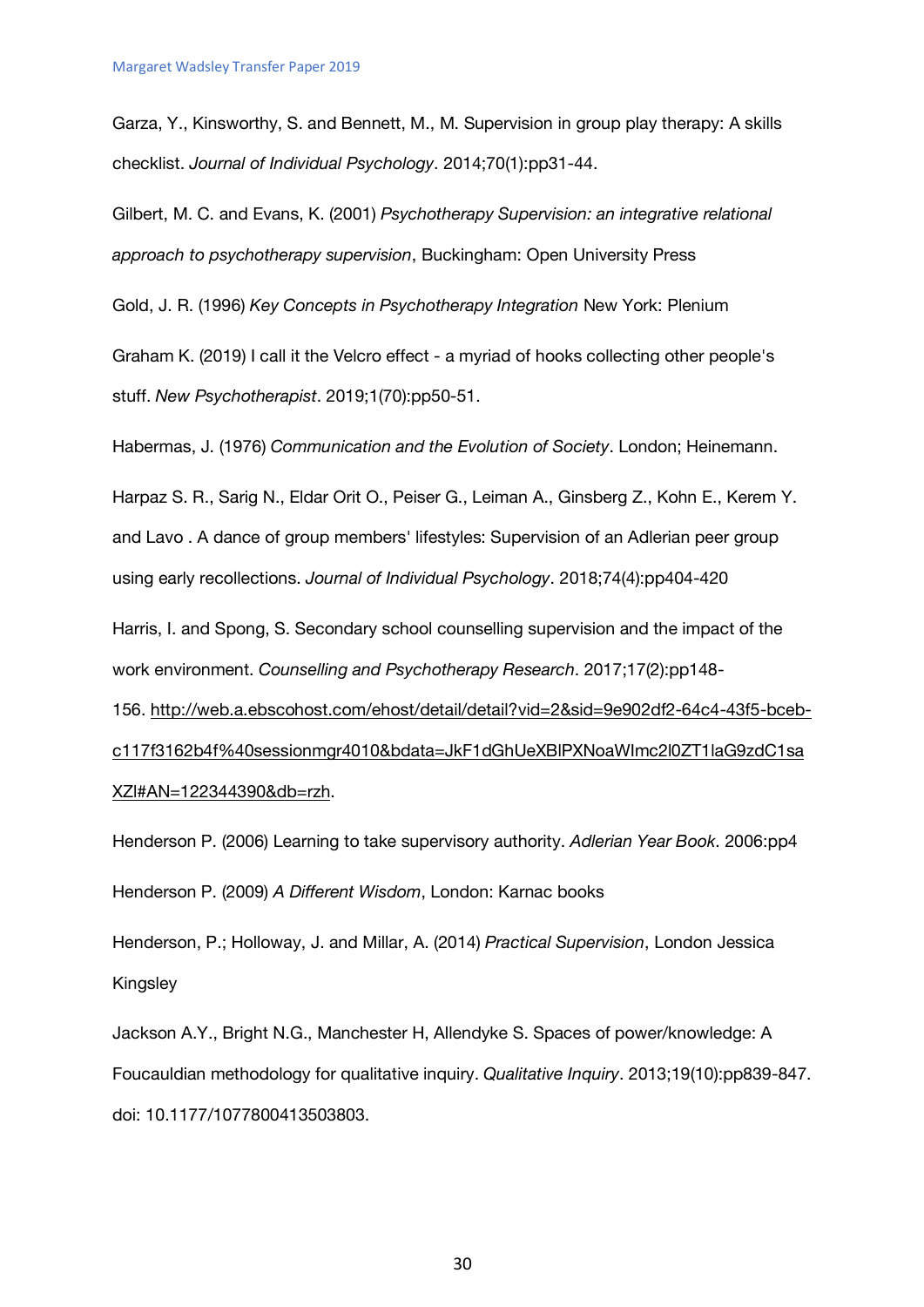Garza, Y., Kinsworthy, S. and Bennett, M., M. Supervision in group play therapy: A skills checklist. *Journal of Individual Psychology*. 2014;70(1):pp31-44.

Gilbert, M. C. and Evans, K. (2001) *Psychotherapy Supervision: an integrative relational approach to psychotherapy supervision*, Buckingham: Open University Press

Gold, J. R. (1996) *Key Concepts in Psychotherapy Integration* New York: Plenium

Graham K. (2019) I call it the Velcro effect - a myriad of hooks collecting other people's stuff. *New Psychotherapist*. 2019;1(70):pp50-51.

Habermas, J. (1976) *Communication and the Evolution of Society*. London; Heinemann.

Harpaz S. R., Sarig N., Eldar Orit O., Peiser G., Leiman A., Ginsberg Z., Kohn E., Kerem Y. and Lavo . A dance of group members' lifestyles: Supervision of an Adlerian peer group using early recollections. *Journal of Individual Psychology*. 2018;74(4):pp404-420

Harris, I. and Spong, S. Secondary school counselling supervision and the impact of the work environment. *Counselling and Psychotherapy Research*. 2017;17(2):pp148-156. http://web.a.ebscohost.com/ehost/detail/detail?vid=2&sid=9e902df2-64c4-43f5-bceb-c117f3162b4f%40sessionmgr4010&bdata=JkF1dGhUeXBlPXNoaWImc2l0ZT1laG9zdC1saXZl#AN=122344390&db=rzh.

Henderson P. (2006) Learning to take supervisory authority. *Adlerian Year Book*. 2006:pp4

Henderson P. (2009) *A Different Wisdom*, London: Karnac books

Henderson, P.; Holloway, J. and Millar, A. (2014) *Practical Supervision*, London Jessica Kingsley

Jackson A.Y., Bright N.G., Manchester H, Allendyke S. Spaces of power/knowledge: A Foucauldian methodology for qualitative inquiry. *Qualitative Inquiry*. 2013;19(10):pp839-847. doi: 10.1177/1077800413503803.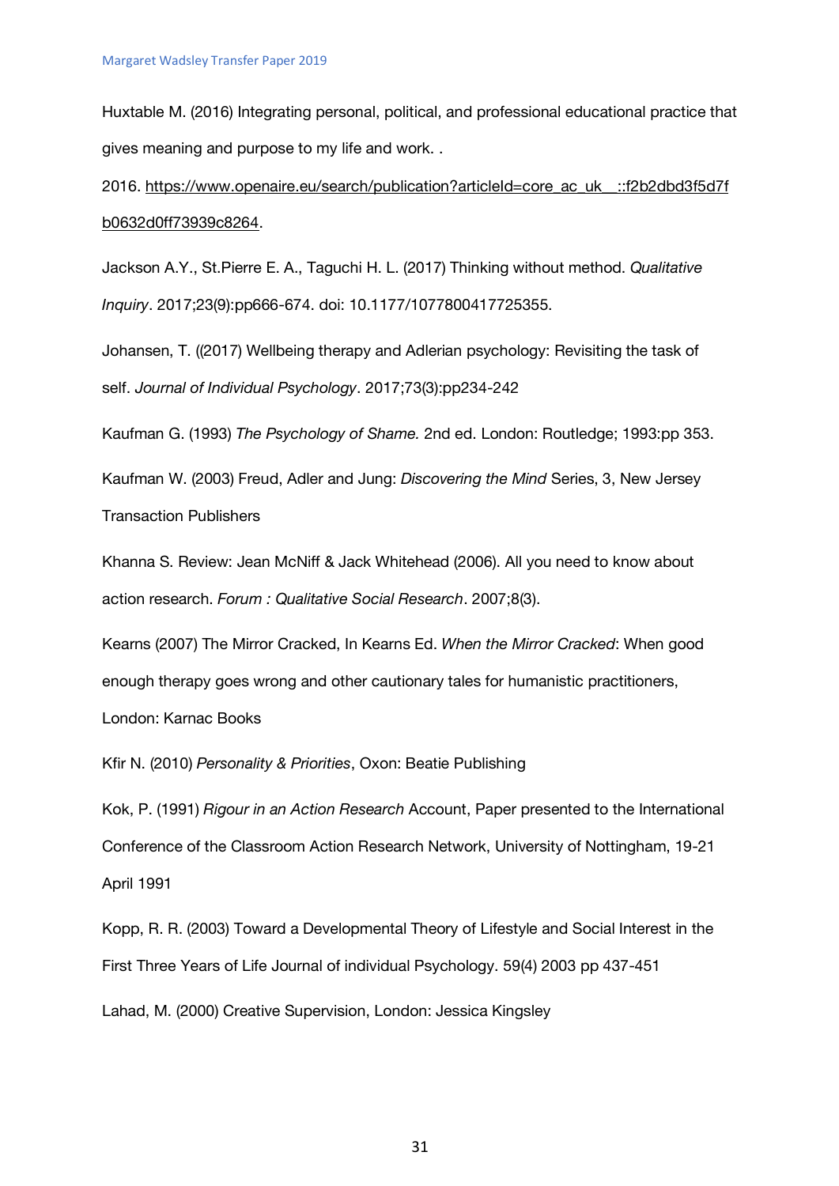Huxtable M. (2016) Integrating personal, political, and professional educational practice that gives meaning and purpose to my life and work. .

2016. https://www.openaire.eu/search/publication?articleId=core_ac_uk__::f2b2dbd3f5d7fb0632d0ff73939c8264.

Jackson A.Y., St.Pierre E. A., Taguchi H. L. (2017) Thinking without method. *Qualitative Inquiry*. 2017;23(9):pp666-674. doi: 10.1177/1077800417725355.

Johansen, T. ((2017) Wellbeing therapy and Adlerian psychology: Revisiting the task of self. *Journal of Individual Psychology*. 2017;73(3):pp234-242

Kaufman G. (1993) *The Psychology of Shame.* 2nd ed. London: Routledge; 1993:pp 353.

Kaufman W. (2003) Freud, Adler and Jung: *Discovering the Mind* Series, 3, New Jersey Transaction Publishers

Khanna S. Review: Jean McNiff & Jack Whitehead (2006). All you need to know about action research. *Forum : Qualitative Social Research*. 2007;8(3).

Kearns (2007) The Mirror Cracked, In Kearns Ed. *When the Mirror Cracked*: When good enough therapy goes wrong and other cautionary tales for humanistic practitioners, London: Karnac Books

Kfir N. (2010) *Personality & Priorities*, Oxon: Beatie Publishing

Kok, P. (1991) *Rigour in an Action Research* Account, Paper presented to the International Conference of the Classroom Action Research Network, University of Nottingham, 19-21 April 1991

Kopp, R. R. (2003) Toward a Developmental Theory of Lifestyle and Social Interest in the First Three Years of Life Journal of individual Psychology. 59(4) 2003 pp 437-451

Lahad, M. (2000) Creative Supervision, London: Jessica Kingsley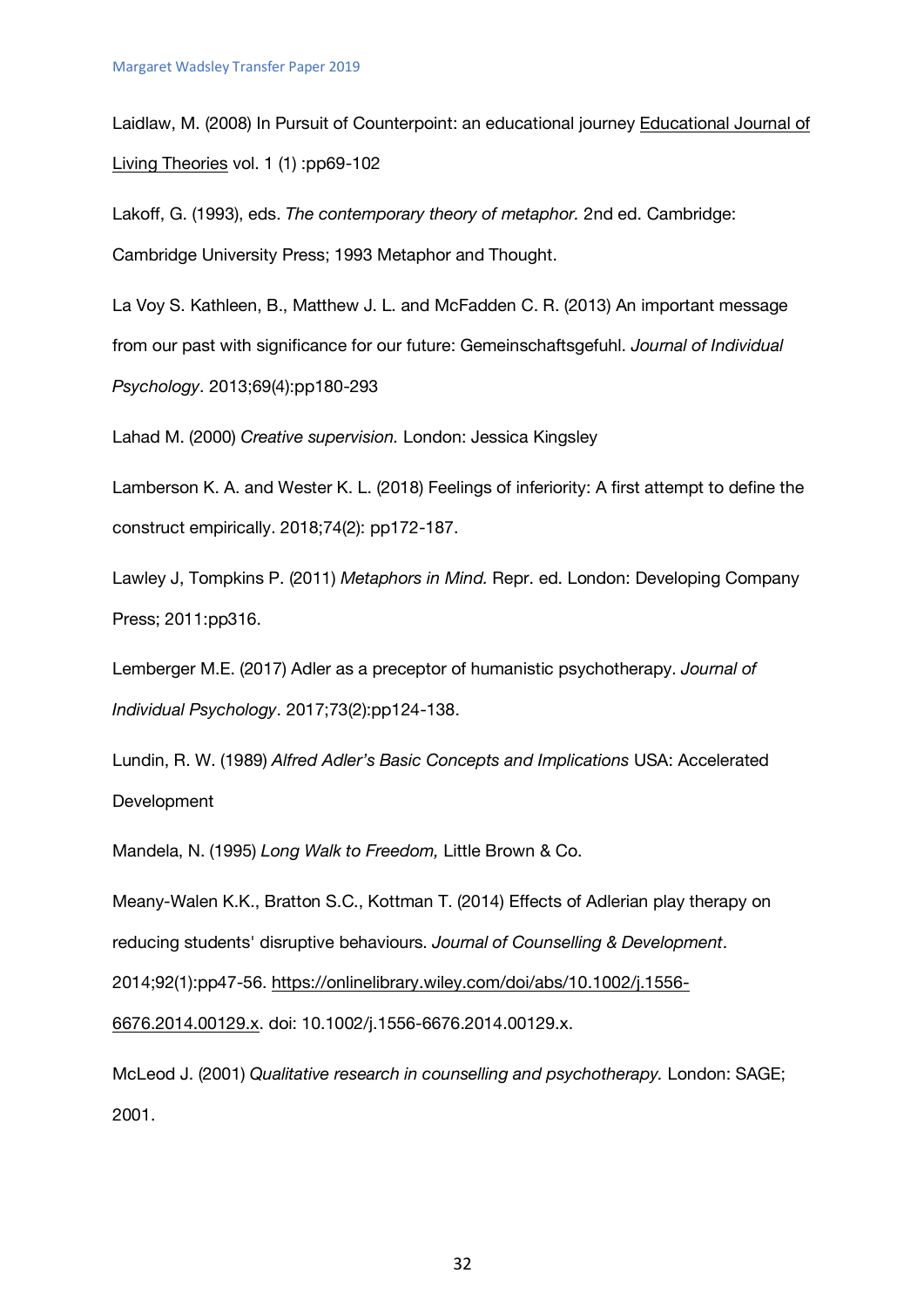Laidlaw, M. (2008) In Pursuit of Counterpoint: an educational journey Educational Journal of Living Theories vol. 1 (1) :pp69-102

Lakoff, G. (1993), eds. *The contemporary theory of metaphor.* 2nd ed. Cambridge: Cambridge University Press; 1993 Metaphor and Thought.

La Voy S. Kathleen, B., Matthew J. L. and McFadden C. R. (2013) An important message from our past with significance for our future: Gemeinschaftsgefuhl. *Journal of Individual Psychology*. 2013;69(4):pp180-293

Lahad M. (2000) *Creative supervision.* London: Jessica Kingsley

Lamberson K. A. and Wester K. L. (2018) Feelings of inferiority: A first attempt to define the construct empirically. 2018;74(2): pp172-187.

Lawley J, Tompkins P. (2011) *Metaphors in Mind.* Repr. ed. London: Developing Company Press; 2011:pp316.

Lemberger M.E. (2017) Adler as a preceptor of humanistic psychotherapy. *Journal of Individual Psychology*. 2017;73(2):pp124-138.

Lundin, R. W. (1989) *Alfred Adler's Basic Concepts and Implications* USA: Accelerated Development

Mandela, N. (1995) *Long Walk to Freedom,* Little Brown & Co.

Meany-Walen K.K., Bratton S.C., Kottman T. (2014) Effects of Adlerian play therapy on reducing students' disruptive behaviours. *Journal of Counselling & Development*. 2014;92(1):pp47-56. https://onlinelibrary.wiley.com/doi/abs/10.1002/j.1556-6676.2014.00129.x. doi: 10.1002/j.1556-6676.2014.00129.x.

McLeod J. (2001) *Qualitative research in counselling and psychotherapy.* London: SAGE; 2001.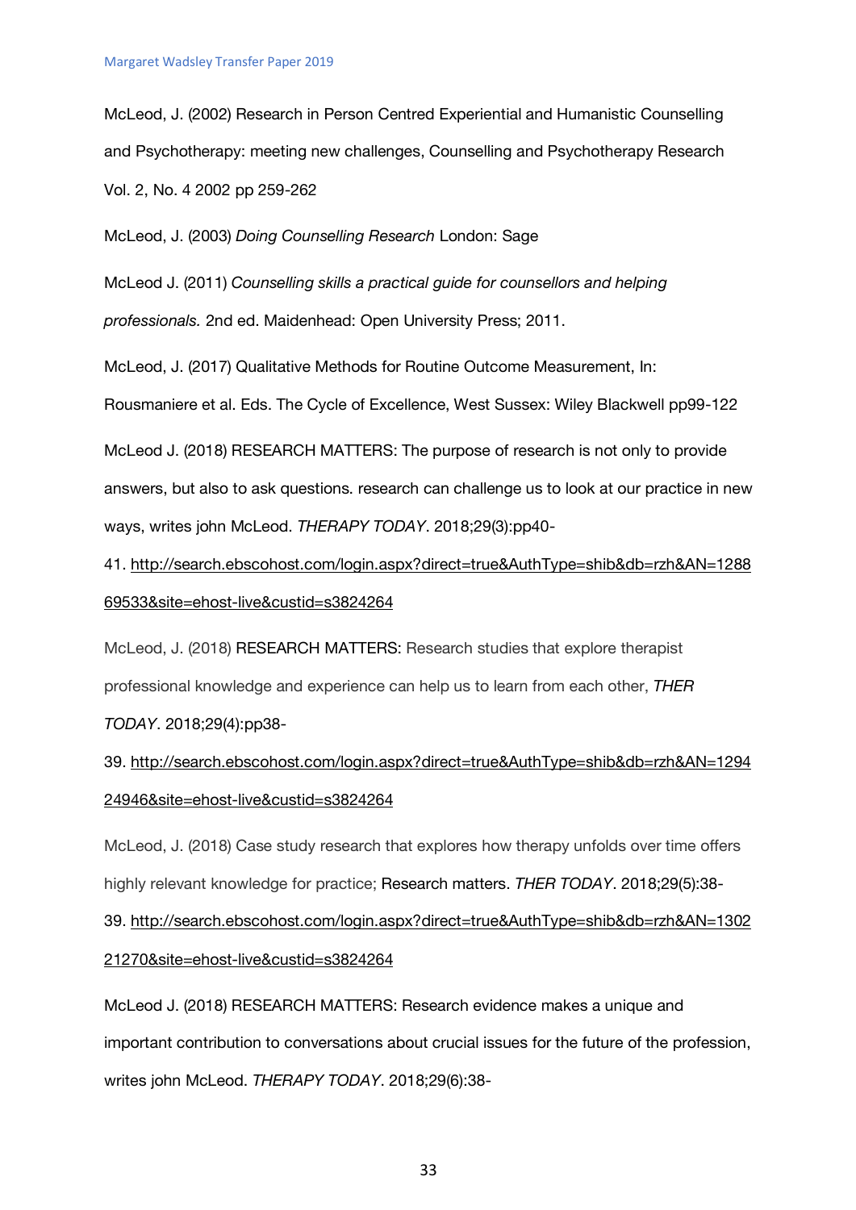McLeod, J. (2002) Research in Person Centred Experiential and Humanistic Counselling and Psychotherapy: meeting new challenges, Counselling and Psychotherapy Research Vol. 2, No. 4 2002 pp 259-262

McLeod, J. (2003) *Doing Counselling Research* London: Sage

McLeod J. (2011) *Counselling skills a practical guide for counsellors and helping professionals.* 2nd ed. Maidenhead: Open University Press; 2011.

McLeod, J. (2017) Qualitative Methods for Routine Outcome Measurement, In: Rousmaniere et al. Eds. The Cycle of Excellence, West Sussex: Wiley Blackwell pp99-122

McLeod J. (2018) RESEARCH MATTERS: The purpose of research is not only to provide answers, but also to ask questions. research can challenge us to look at our practice in new ways, writes john McLeod. *THERAPY TODAY*. 2018;29(3):pp40-41. http://search.ebscohost.com/login.aspx?direct=true&AuthType=shib&db=rzh&AN=128869533&site=ehost-live&custid=s3824264

McLeod, J. (2018) RESEARCH MATTERS: Research studies that explore therapist professional knowledge and experience can help us to learn from each other, *THER TODAY*. 2018;29(4):pp38-39. http://search.ebscohost.com/login.aspx?direct=true&AuthType=shib&db=rzh&AN=129424946&site=ehost-live&custid=s3824264

McLeod, J. (2018) Case study research that explores how therapy unfolds over time offers highly relevant knowledge for practice; Research matters. *THER TODAY*. 2018;29(5):38-39. http://search.ebscohost.com/login.aspx?direct=true&AuthType=shib&db=rzh&AN=130221270&site=ehost-live&custid=s3824264

McLeod J. (2018) RESEARCH MATTERS: Research evidence makes a unique and important contribution to conversations about crucial issues for the future of the profession, writes john McLeod. *THERAPY TODAY*. 2018;29(6):38-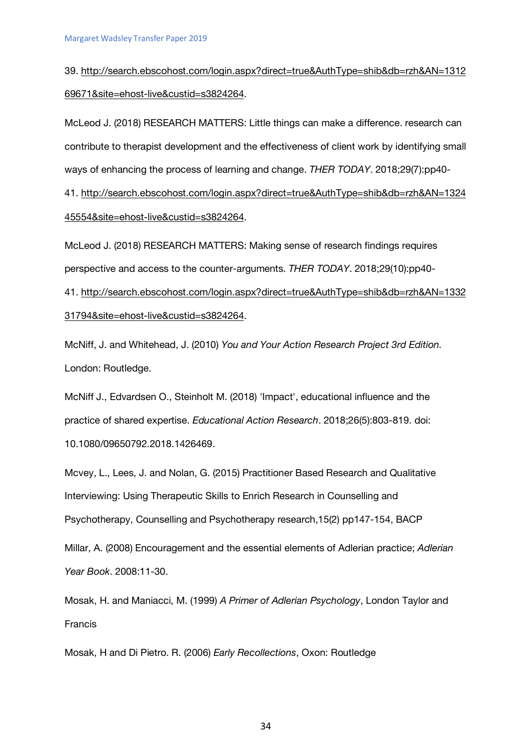39. http://search.ebscohost.com/login.aspx?direct=true&AuthType=shib&db=rzh&AN=131269671&site=ehost-live&custid=s3824264.

McLeod J. (2018) RESEARCH MATTERS: Little things can make a difference. research can contribute to therapist development and the effectiveness of client work by identifying small ways of enhancing the process of learning and change. *THER TODAY*. 2018;29(7):pp40-41. http://search.ebscohost.com/login.aspx?direct=true&AuthType=shib&db=rzh&AN=132445554&site=ehost-live&custid=s3824264.

McLeod J. (2018) RESEARCH MATTERS: Making sense of research findings requires perspective and access to the counter-arguments. *THER TODAY*. 2018;29(10):pp40-41. http://search.ebscohost.com/login.aspx?direct=true&AuthType=shib&db=rzh&AN=133231794&site=ehost-live&custid=s3824264.

McNiff, J. and Whitehead, J. (2010) *You and Your Action Research Project 3rd Edition.* London: Routledge.

McNiff J., Edvardsen O., Steinholt M. (2018) 'Impact', educational influence and the practice of shared expertise. *Educational Action Research*. 2018;26(5):803-819. doi: 10.1080/09650792.2018.1426469.

Mcvey, L., Lees, J. and Nolan, G. (2015) Practitioner Based Research and Qualitative Interviewing: Using Therapeutic Skills to Enrich Research in Counselling and Psychotherapy, Counselling and Psychotherapy research,15(2) pp147-154, BACP

Millar, A. (2008) Encouragement and the essential elements of Adlerian practice; *Adlerian Year Book*. 2008:11-30.

Mosak, H. and Maniacci, M. (1999) *A Primer of Adlerian Psychology*, London Taylor and Francis

Mosak, H and Di Pietro. R. (2006) *Early Recollections*, Oxon: Routledge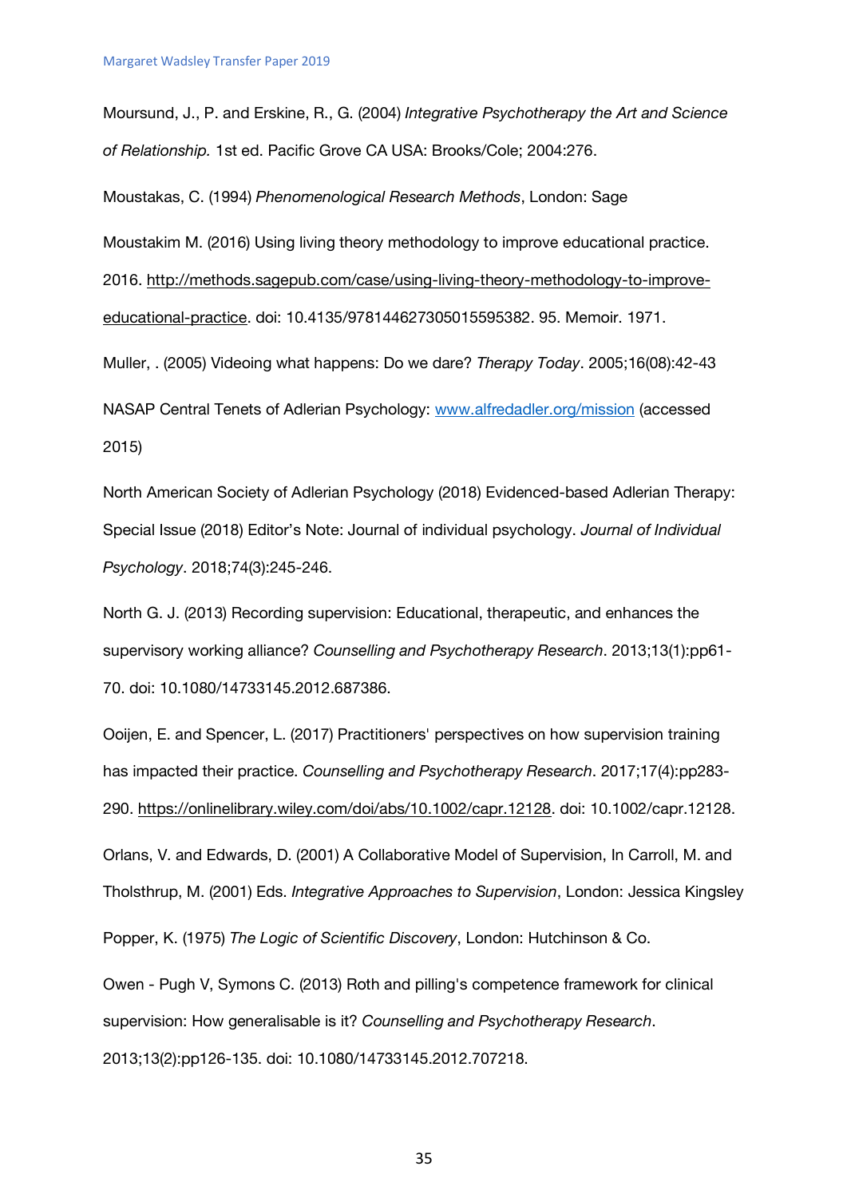Moursund, J., P. and Erskine, R., G. (2004) *Integrative Psychotherapy the Art and Science of Relationship.* 1st ed. Pacific Grove CA USA: Brooks/Cole; 2004:276.

Moustakas, C. (1994) *Phenomenological Research Methods*, London: Sage

Moustakim M. (2016) Using living theory methodology to improve educational practice. 2016. http://methods.sagepub.com/case/using-living-theory-methodology-to-improve-educational-practice. doi: 10.4135/978144627305015595382. 95. Memoir. 1971.

Muller, . (2005) Videoing what happens: Do we dare? *Therapy Today*. 2005;16(08):42-43

NASAP Central Tenets of Adlerian Psychology: www.alfredadler.org/mission (accessed 2015)

North American Society of Adlerian Psychology (2018) Evidenced-based Adlerian Therapy: Special Issue (2018) Editor's Note: Journal of individual psychology. *Journal of Individual Psychology*. 2018;74(3):245-246.

North G. J. (2013) Recording supervision: Educational, therapeutic, and enhances the supervisory working alliance? *Counselling and Psychotherapy Research*. 2013;13(1):pp61-70. doi: 10.1080/14733145.2012.687386.

Ooijen, E. and Spencer, L. (2017) Practitioners' perspectives on how supervision training has impacted their practice. *Counselling and Psychotherapy Research*. 2017;17(4):pp283-290. https://onlinelibrary.wiley.com/doi/abs/10.1002/capr.12128. doi: 10.1002/capr.12128.

Orlans, V. and Edwards, D. (2001) A Collaborative Model of Supervision, In Carroll, M. and Tholsthrup, M. (2001) Eds. *Integrative Approaches to Supervision*, London: Jessica Kingsley

Popper, K. (1975) *The Logic of Scientific Discovery*, London: Hutchinson & Co.

Owen - Pugh V, Symons C. (2013) Roth and pilling's competence framework for clinical supervision: How generalisable is it? *Counselling and Psychotherapy Research*. 2013;13(2):pp126-135. doi: 10.1080/14733145.2012.707218.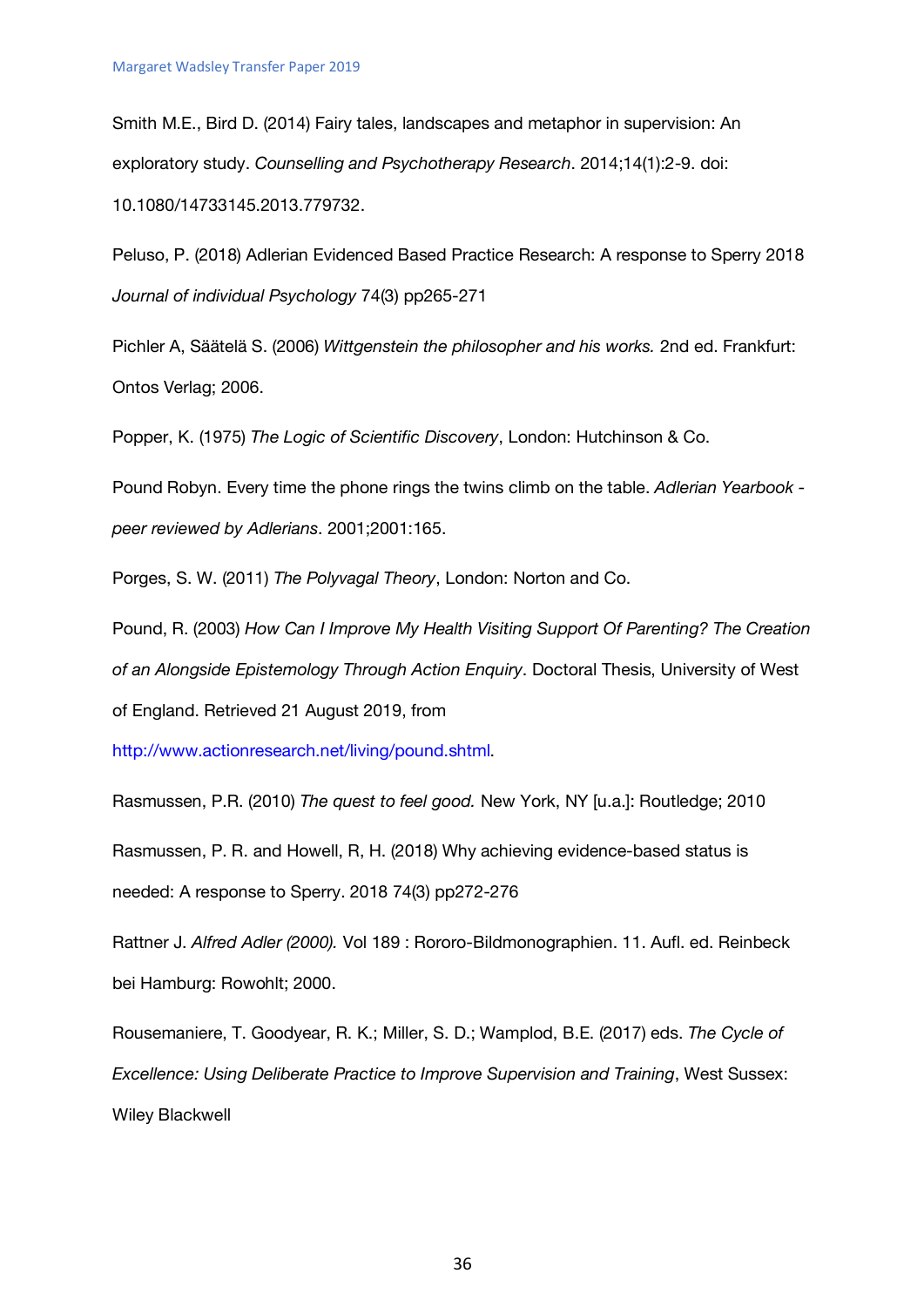Smith M.E., Bird D. (2014) Fairy tales, landscapes and metaphor in supervision: An exploratory study. *Counselling and Psychotherapy Research*. 2014;14(1):2-9. doi: 10.1080/14733145.2013.779732.

Peluso, P. (2018) Adlerian Evidenced Based Practice Research: A response to Sperry 2018 *Journal of individual Psychology* 74(3) pp265-271

Pichler A, Säätelä S. (2006) *Wittgenstein the philosopher and his works.* 2nd ed. Frankfurt: Ontos Verlag; 2006.

Popper, K. (1975) *The Logic of Scientific Discovery*, London: Hutchinson & Co.

Pound Robyn. Every time the phone rings the twins climb on the table. *Adlerian Yearbook - peer reviewed by Adlerians*. 2001;2001:165.

Porges, S. W. (2011) *The Polyvagal Theory*, London: Norton and Co.

Pound, R. (2003) *How Can I Improve My Health Visiting Support Of Parenting? The Creation of an Alongside Epistemology Through Action Enquiry*. Doctoral Thesis, University of West of England. Retrieved 21 August 2019, from http://www.actionresearch.net/living/pound.shtml.

Rasmussen, P.R. (2010) *The quest to feel good.* New York, NY [u.a.]: Routledge; 2010

Rasmussen, P. R. and Howell, R, H. (2018) Why achieving evidence-based status is needed: A response to Sperry. 2018 74(3) pp272-276

Rattner J. *Alfred Adler (2000).* Vol 189 : Rororo-Bildmonographien. 11. Aufl. ed. Reinbeck bei Hamburg: Rowohlt; 2000.

Rousemaniere, T. Goodyear, R. K.; Miller, S. D.; Wamplod, B.E. (2017) eds. *The Cycle of Excellence: Using Deliberate Practice to Improve Supervision and Training*, West Sussex: Wiley Blackwell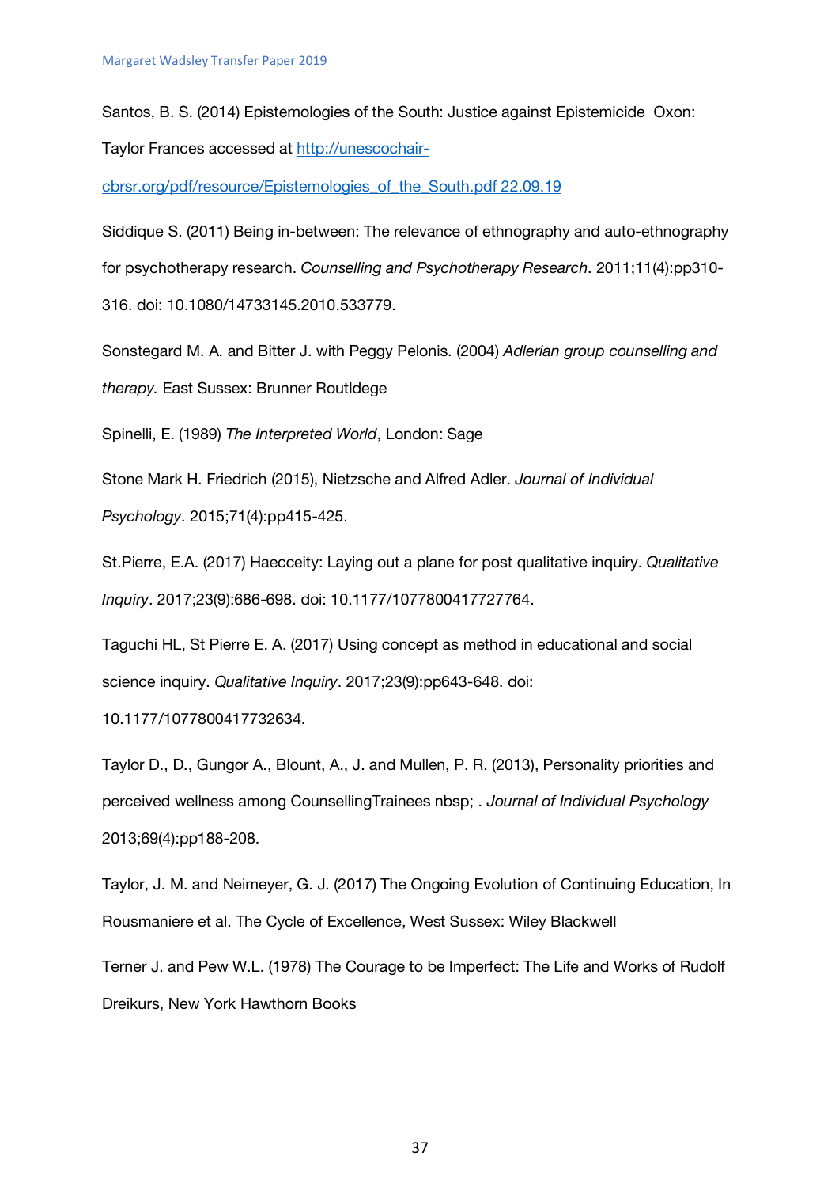Santos, B. S. (2014) Epistemologies of the South: Justice against Epistemicide Oxon: Taylor Frances accessed at [http://unescochair-cbrsr.org/pdf/resource/Epistemologies_of_the_South.pdf 22.09.19](http://unescochair-cbrsr.org/pdf/resource/Epistemologies_of_the_South.pdf)

Siddique S. (2011) Being in-between: The relevance of ethnography and auto-ethnography for psychotherapy research. *Counselling and Psychotherapy Research*. 2011;11(4):pp310-316. doi: 10.1080/14733145.2010.533779.

Sonstegard M. A. and Bitter J. with Peggy Pelonis. (2004) *Adlerian group counselling and therapy.* East Sussex: Brunner Routldege

Spinelli, E. (1989) *The Interpreted World*, London: Sage

Stone Mark H. Friedrich (2015), Nietzsche and Alfred Adler. *Journal of Individual Psychology*. 2015;71(4):pp415-425.

St.Pierre, E.A. (2017) Haecceity: Laying out a plane for post qualitative inquiry. *Qualitative Inquiry*. 2017;23(9):686-698. doi: 10.1177/1077800417727764.

Taguchi HL, St Pierre E. A. (2017) Using concept as method in educational and social science inquiry. *Qualitative Inquiry*. 2017;23(9):pp643-648. doi: 10.1177/1077800417732634.

Taylor D., D., Gungor A., Blount, A., J. and Mullen, P. R. (2013), Personality priorities and perceived wellness among CounsellingTrainees nbsp; . *Journal of Individual Psychology* 2013;69(4):pp188-208.

Taylor, J. M. and Neimeyer, G. J. (2017) The Ongoing Evolution of Continuing Education, In Rousmaniere et al. The Cycle of Excellence, West Sussex: Wiley Blackwell

Terner J. and Pew W.L. (1978) The Courage to be Imperfect: The Life and Works of Rudolf Dreikurs, New York Hawthorn Books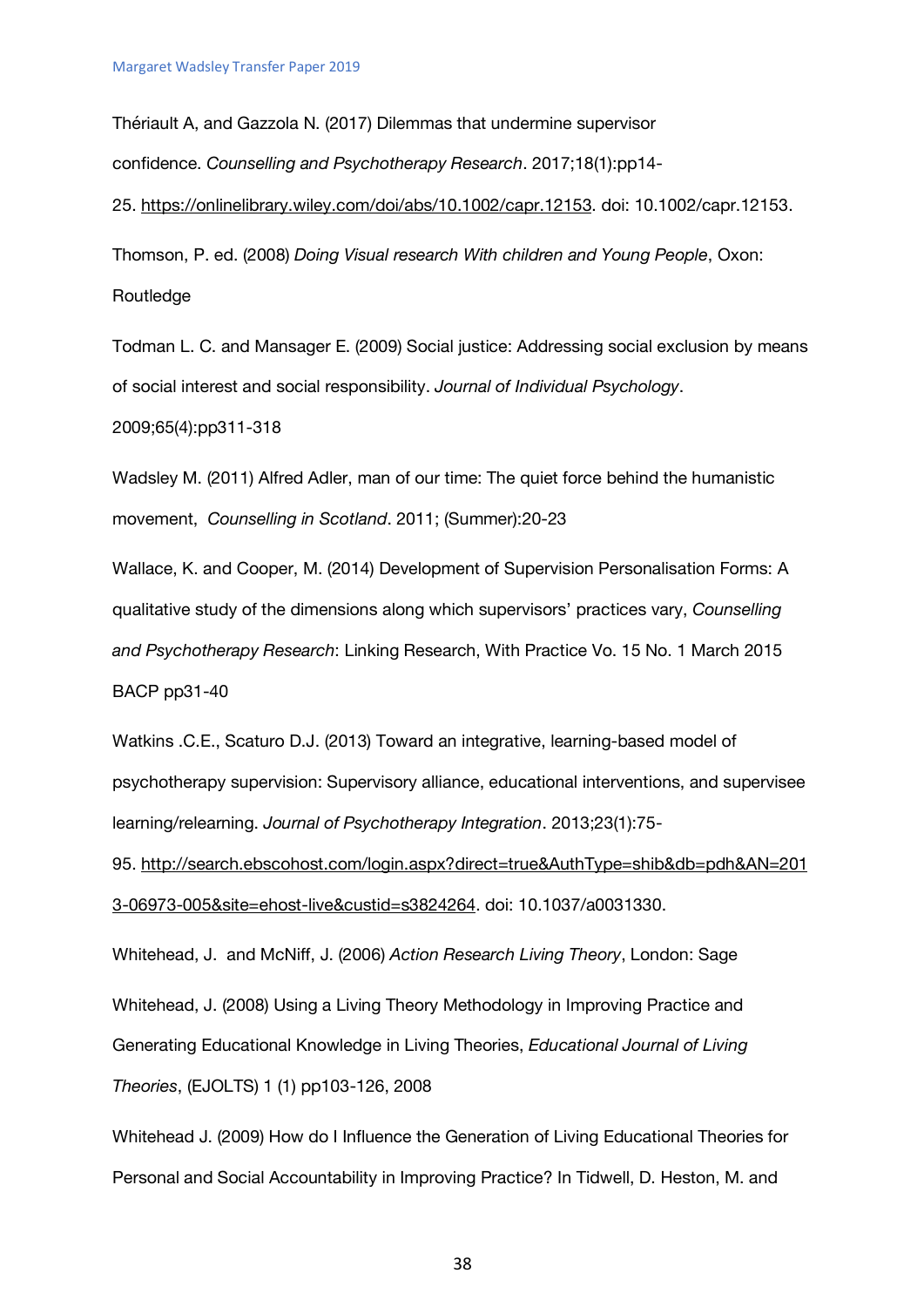Thériault A, and Gazzola N. (2017) Dilemmas that undermine supervisor confidence. *Counselling and Psychotherapy Research*. 2017;18(1):pp14-25. https://onlinelibrary.wiley.com/doi/abs/10.1002/capr.12153. doi: 10.1002/capr.12153.

Thomson, P. ed. (2008) *Doing Visual research With children and Young People*, Oxon: Routledge

Todman L. C. and Mansager E. (2009) Social justice: Addressing social exclusion by means of social interest and social responsibility. *Journal of Individual Psychology*. 2009;65(4):pp311-318

Wadsley M. (2011) Alfred Adler, man of our time: The quiet force behind the humanistic movement, *Counselling in Scotland*. 2011; (Summer):20-23

Wallace, K. and Cooper, M. (2014) Development of Supervision Personalisation Forms: A qualitative study of the dimensions along which supervisors' practices vary, *Counselling and Psychotherapy Research*: Linking Research, With Practice Vo. 15 No. 1 March 2015 BACP pp31-40

Watkins .C.E., Scaturo D.J. (2013) Toward an integrative, learning-based model of psychotherapy supervision: Supervisory alliance, educational interventions, and supervisee learning/relearning. *Journal of Psychotherapy Integration*. 2013;23(1):75-95. http://search.ebscohost.com/login.aspx?direct=true&AuthType=shib&db=pdh&AN=2013-06973-005&site=ehost-live&custid=s3824264. doi: 10.1037/a0031330.

Whitehead, J. and McNiff, J. (2006) *Action Research Living Theory*, London: Sage

Whitehead, J. (2008) Using a Living Theory Methodology in Improving Practice and Generating Educational Knowledge in Living Theories, *Educational Journal of Living Theories*, (EJOLTS) 1 (1) pp103-126, 2008

Whitehead J. (2009) How do I Influence the Generation of Living Educational Theories for Personal and Social Accountability in Improving Practice? In Tidwell, D. Heston, M. and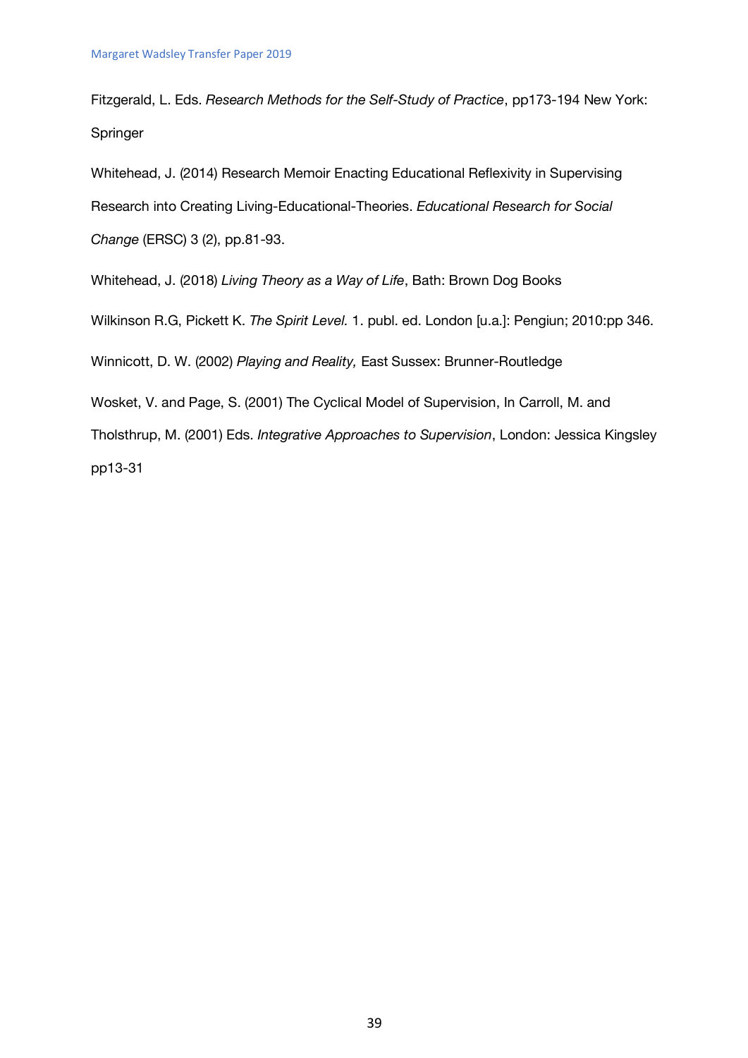Fitzgerald, L. Eds. *Research Methods for the Self-Study of Practice*, pp173-194 New York: Springer

Whitehead, J. (2014) Research Memoir Enacting Educational Reflexivity in Supervising Research into Creating Living-Educational-Theories. *Educational Research for Social Change* (ERSC) 3 (2), pp.81-93.

Whitehead, J. (2018) *Living Theory as a Way of Life*, Bath: Brown Dog Books

Wilkinson R.G, Pickett K. *The Spirit Level.* 1. publ. ed. London [u.a.]: Pengiun; 2010:pp 346.

Winnicott, D. W. (2002) *Playing and Reality,* East Sussex: Brunner-Routledge

Wosket, V. and Page, S. (2001) The Cyclical Model of Supervision, In Carroll, M. and Tholsthrup, M. (2001) Eds. *Integrative Approaches to Supervision*, London: Jessica Kingsley pp13-31